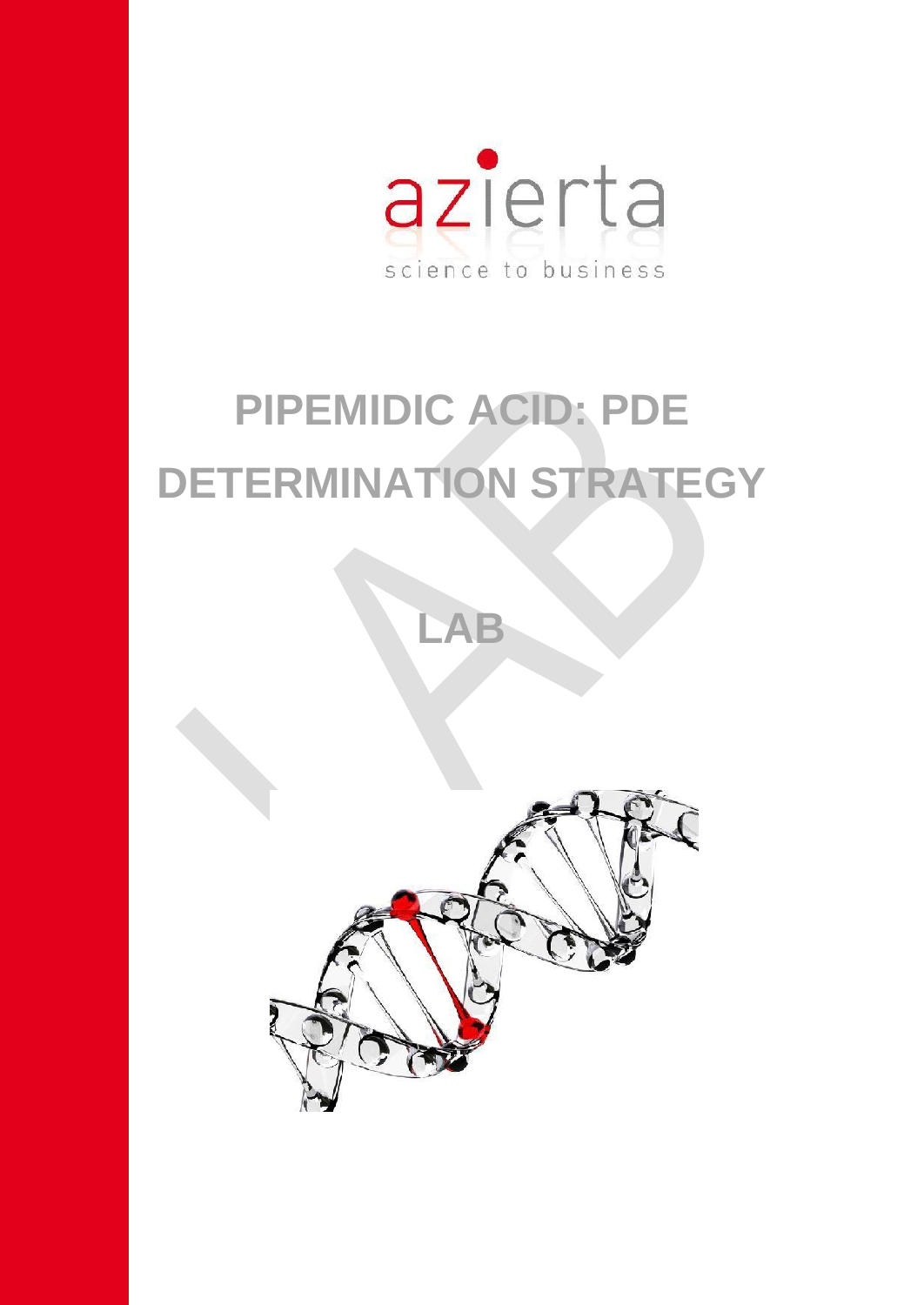azierta

science to business

# PIPEMIDIC ACID: PDE DETERMINATION STRATEGY

## LAB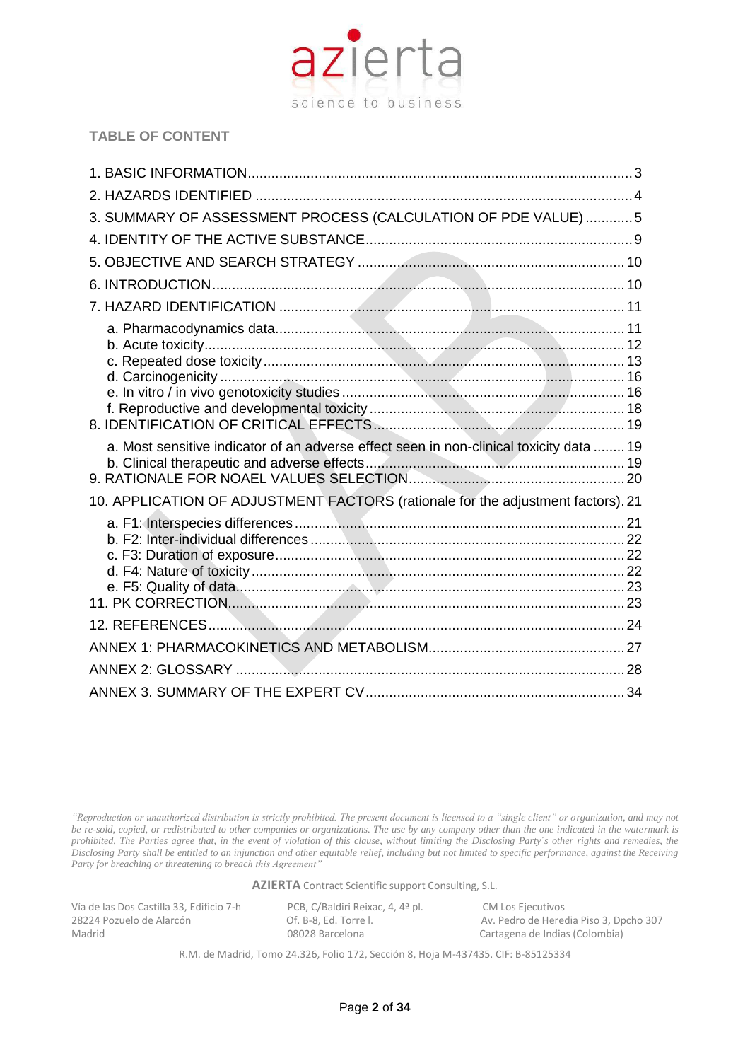## TABLE OF CONTENT

| | |
|---|---|
| 1. BASIC INFORMATION | 3 |
| 2. HAZARDS IDENTIFIED | 4 |
| 3. SUMMARY OF ASSESSMENT PROCESS (CALCULATION OF PDE VALUE) | 5 |
| 4. IDENTITY OF THE ACTIVE SUBSTANCE | 9 |
| 5. OBJECTIVE AND SEARCH STRATEGY | 10 |
| 6. INTRODUCTION | 10 |
| 7. HAZARD IDENTIFICATION | 11 |
| a. Pharmacodynamics data | 11 |
| b. Acute toxicity | 12 |
| c. Repeated dose toxicity | 13 |
| d. Carcinogenicity | 16 |
| e. In vitro / in vivo genotoxicity studies | 16 |
| f. Reproductive and developmental toxicity | 18 |
| 8. IDENTIFICATION OF CRITICAL EFFECTS | 19 |
| a. Most sensitive indicator of an adverse effect seen in non-clinical toxicity data | 19 |
| b. Clinical therapeutic and adverse effects | 19 |
| 9. RATIONALE FOR NOAEL VALUES SELECTION | 20 |
| 10. APPLICATION OF ADJUSTMENT FACTORS (rationale for the adjustment factors) | 21 |
| a. F1: Interspecies differences | 21 |
| b. F2: Inter-individual differences | 22 |
| c. F3: Duration of exposure | 22 |
| d. F4: Nature of toxicity | 22 |
| e. F5: Quality of data | 23 |
| 11. PK CORRECTION | 23 |
| 12. REFERENCES | 24 |
| ANNEX 1: PHARMACOKINETICS AND METABOLISM | 27 |
| ANNEX 2: GLOSSARY | 28 |
| ANNEX 3. SUMMARY OF THE EXPERT CV | 34 |

*"Reproduction or unauthorized distribution is strictly prohibited. The present document is licensed to a "single client" or organization, and may not be re-sold, copied, or redistributed to other companies or organizations. The use by any company other than the one indicated in the watermark is prohibited. The Parties agree that, in the event of violation of this clause, without limiting the Disclosing Party´s other rights and remedies, the Disclosing Party shall be entitled to an injunction and other equitable relief, including but not limited to specific performance, against the Receiving Party for breaching or threatening to breach this Agreement"*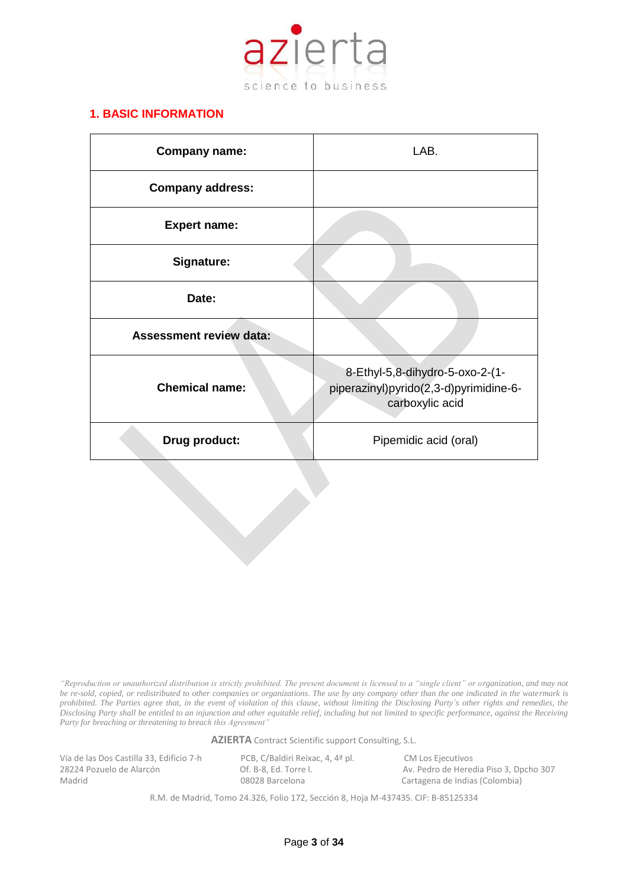## 1. BASIC INFORMATION

| | |
|---|---|
| **Company name:** | LAB. |
| **Company address:** | |
| **Expert name:** | |
| **Signature:** | |
| **Date:** | |
| **Assessment review data:** | |
| **Chemical name:** | 8-Ethyl-5,8-dihydro-5-oxo-2-(1-piperazinyl)pyrido(2,3-d)pyrimidine-6-carboxylic acid |
| **Drug product:** | Pipemidic acid (oral) |

*"Reproduction or unauthorized distribution is strictly prohibited. The present document is licensed to a "single client" or organization, and may not be re-sold, copied, or redistributed to other companies or organizations. The use by any company other than the one indicated in the watermark is prohibited. The Parties agree that, in the event of violation of this clause, without limiting the Disclosing Party´s other rights and remedies, the Disclosing Party shall be entitled to an injunction and other equitable relief, including but not limited to specific performance, against the Receiving Party for breaching or threatening to breach this Agreement"*

**AZIERTA** Contract Scientific support Consulting, S.L.

Vía de las Dos Castilla 33, Edificio 7-h
28224 Pozuelo de Alarcón
Madrid

PCB, C/Baldiri Reixac, 4, 4ª pl.
Of. B-8, Ed. Torre I.
08028 Barcelona

CM Los Ejecutivos
Av. Pedro de Heredia Piso 3, Dpcho 307
Cartagena de Indias (Colombia)

R.M. de Madrid, Tomo 24.326, Folio 172, Sección 8, Hoja M-437435. CIF: B-85125334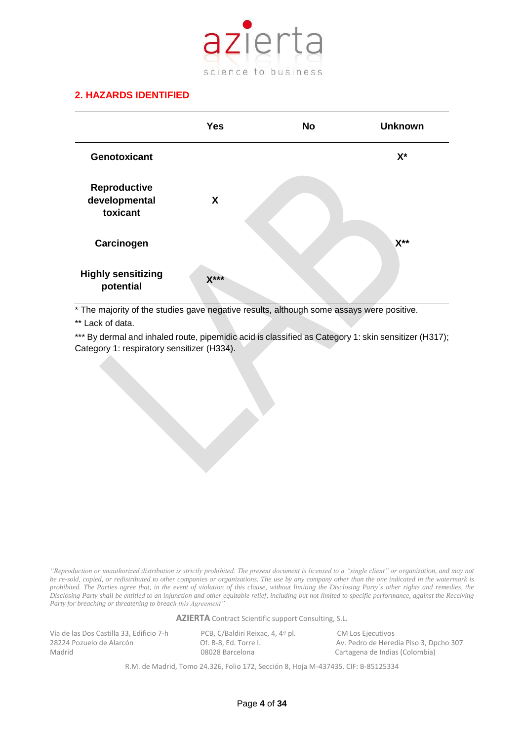## 2. HAZARDS IDENTIFIED

| | Yes | No | Unknown |
|---|---|---|---|
| **Genotoxicant** | | | **X*** |
| **Reproductive developmental toxicant** | **X** | | |
| **Carcinogen** | | | **X**** |
| **Highly sensitizing potential** | **X***** | | |

* The majority of the studies gave negative results, although some assays were positive.

** Lack of data.

*** By dermal and inhaled route, pipemidic acid is classified as Category 1: skin sensitizer (H317); Category 1: respiratory sensitizer (H334).

*"Reproduction or unauthorized distribution is strictly prohibited. The present document is licensed to a "single client" or organization, and may not be re-sold, copied, or redistributed to other companies or organizations. The use by any company other than the one indicated in the watermark is prohibited. The Parties agree that, in the event of violation of this clause, without limiting the Disclosing Party´s other rights and remedies, the Disclosing Party shall be entitled to an injunction and other equitable relief, including but not limited to specific performance, against the Receiving Party for breaching or threatening to breach this Agreement"*

**AZIERTA** Contract Scientific support Consulting, S.L.

Vía de las Dos Castilla 33, Edificio 7-h
28224 Pozuelo de Alarcón
Madrid

PCB, C/Baldiri Reixac, 4, 4ª pl.
Of. B-8, Ed. Torre I.
08028 Barcelona

CM Los Ejecutivos
Av. Pedro de Heredia Piso 3, Dpcho 307
Cartagena de Indias (Colombia)

R.M. de Madrid, Tomo 24.326, Folio 172, Sección 8, Hoja M-437435. CIF: B-85125334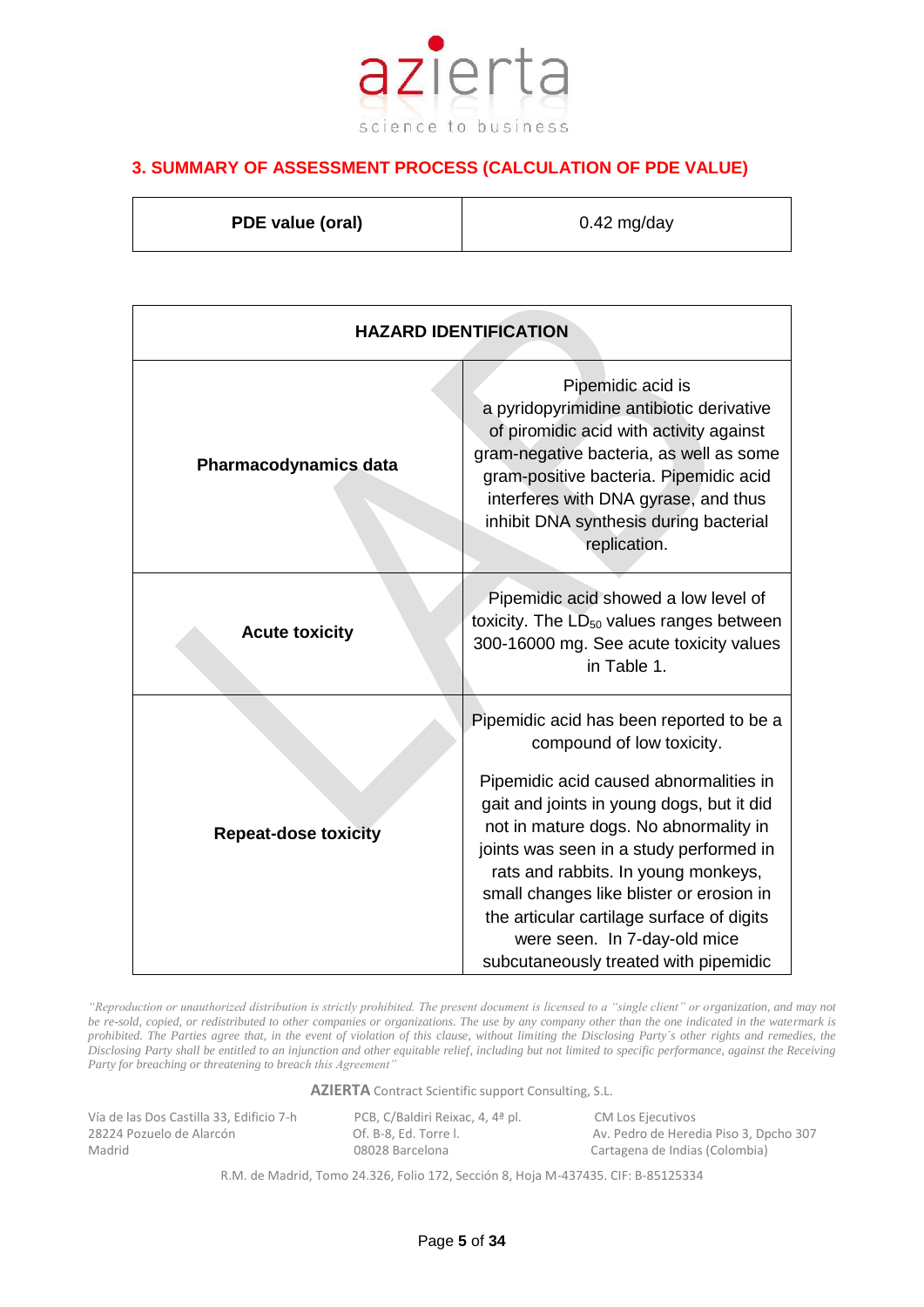## 3. SUMMARY OF ASSESSMENT PROCESS (CALCULATION OF PDE VALUE)

| PDE value (oral) | 0.42 mg/day |
|---|---|

| HAZARD IDENTIFICATION | |
|---|---|
| **Pharmacodynamics data** | Pipemidic acid is a pyridopyrimidine antibiotic derivative of piromidic acid with activity against gram-negative bacteria, as well as some gram-positive bacteria. Pipemidic acid interferes with DNA gyrase, and thus inhibit DNA synthesis during bacterial replication. |
| **Acute toxicity** | Pipemidic acid showed a low level of toxicity. The $LD_{50}$ values ranges between 300-16000 mg. See acute toxicity values in Table 1. |
| **Repeat-dose toxicity** | Pipemidic acid has been reported to be a compound of low toxicity. <br><br> Pipemidic acid caused abnormalities in gait and joints in young dogs, but it did not in mature dogs. No abnormality in joints was seen in a study performed in rats and rabbits. In young monkeys, small changes like blister or erosion in the articular cartilage surface of digits were seen. In 7-day-old mice subcutaneously treated with pipemidic |

*"Reproduction or unauthorized distribution is strictly prohibited. The present document is licensed to a "single client" or organization, and may not be re-sold, copied, or redistributed to other companies or organizations. The use by any company other than the one indicated in the watermark is prohibited. The Parties agree that, in the event of violation of this clause, without limiting the Disclosing Party´s other rights and remedies, the Disclosing Party shall be entitled to an injunction and other equitable relief, including but not limited to specific performance, against the Receiving Party for breaching or threatening to breach this Agreement"*

**AZIERTA** Contract Scientific support Consulting, S.L.

Vía de las Dos Castilla 33, Edificio 7-h
28224 Pozuelo de Alarcón
Madrid

PCB, C/Baldiri Reixac, 4, 4ª pl.
Of. B-8, Ed. Torre I.
08028 Barcelona

CM Los Ejecutivos
Av. Pedro de Heredia Piso 3, Dpcho 307
Cartagena de Indias (Colombia)

R.M. de Madrid, Tomo 24.326, Folio 172, Sección 8, Hoja M-437435. CIF: B-85125334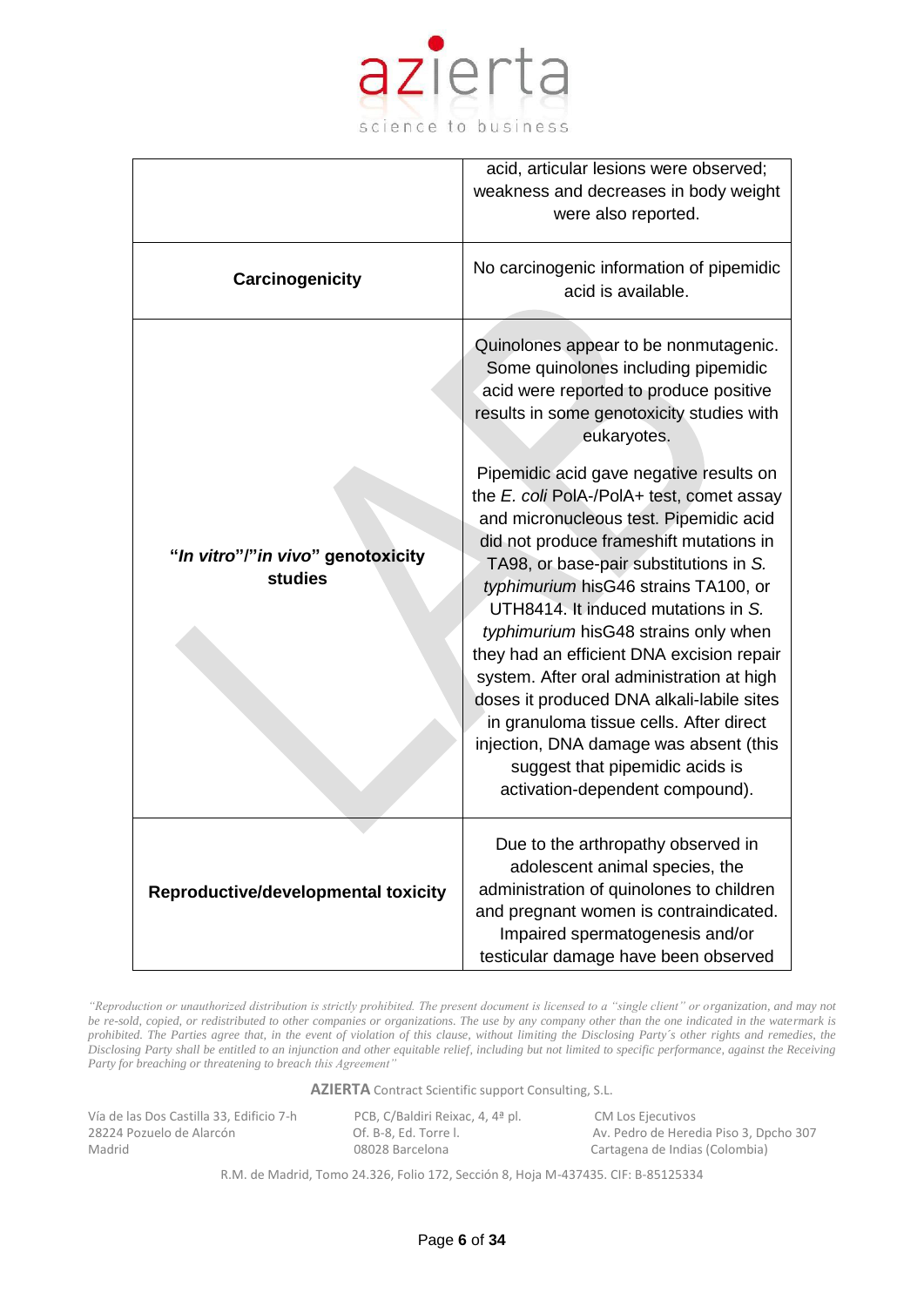|  |  |
| --- | --- |
|  | acid, articular lesions were observed; weakness and decreases in body weight were also reported. |
| **Carcinogenicity** | No carcinogenic information of pipemidic acid is available. |
| **"*In vitro*"/"*in vivo*" genotoxicity studies** | Quinolones appear to be nonmutagenic. Some quinolones including pipemidic acid were reported to produce positive results in some genotoxicity studies with eukaryotes.<br><br>Pipemidic acid gave negative results on the *E. coli* PolA-/PolA+ test, comet assay and micronucleous test. Pipemidic acid did not produce frameshift mutations in TA98, or base-pair substitutions in *S. typhimurium* hisG46 strains TA100, or UTH8414. It induced mutations in *S. typhimurium* hisG48 strains only when they had an efficient DNA excision repair system. After oral administration at high doses it produced DNA alkali-labile sites in granuloma tissue cells. After direct injection, DNA damage was absent (this suggest that pipemidic acids is activation-dependent compound). |
| **Reproductive/developmental toxicity** | Due to the arthropathy observed in adolescent animal species, the administration of quinolones to children and pregnant women is contraindicated. Impaired spermatogenesis and/or testicular damage have been observed |

*"Reproduction or unauthorized distribution is strictly prohibited. The present document is licensed to a "single client" or organization, and may not be re-sold, copied, or redistributed to other companies or organizations. The use by any company other than the one indicated in the watermark is prohibited. The Parties agree that, in the event of violation of this clause, without limiting the Disclosing Party´s other rights and remedies, the Disclosing Party shall be entitled to an injunction and other equitable relief, including but not limited to specific performance, against the Receiving Party for breaching or threatening to breach this Agreement"*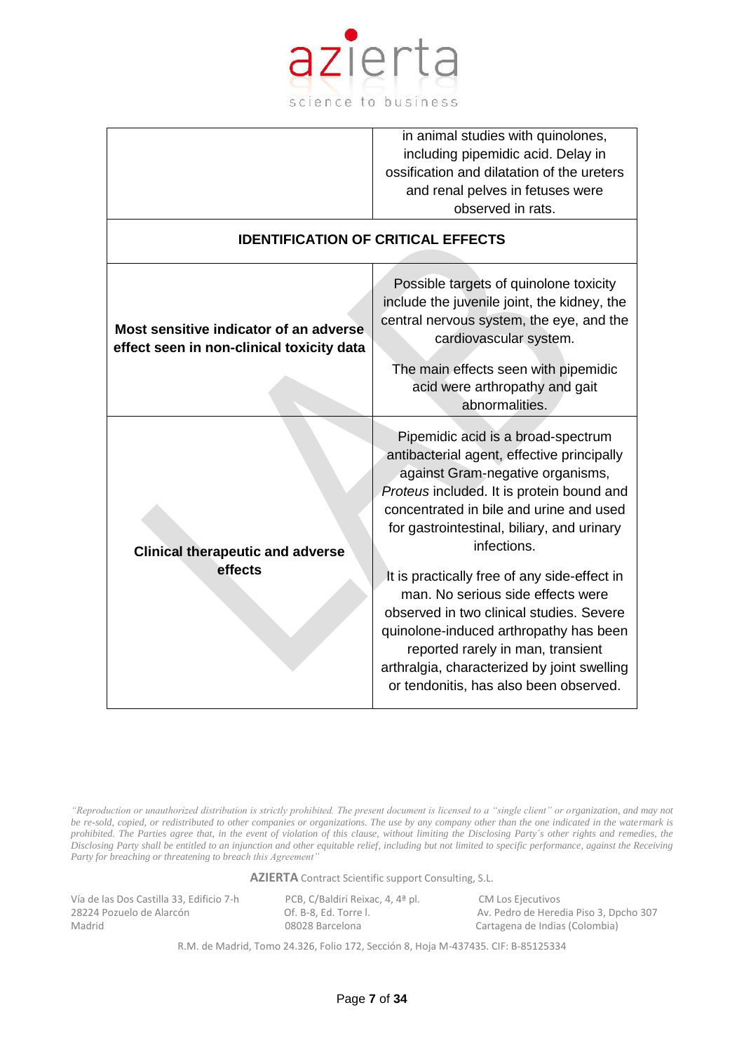| | |
|---|---|
| | in animal studies with quinolones, including pipemidic acid. Delay in ossification and dilatation of the ureters and renal pelves in fetuses were observed in rats. |
| **IDENTIFICATION OF CRITICAL EFFECTS** | |
| **Most sensitive indicator of an adverse effect seen in non-clinical toxicity data** | Possible targets of quinolone toxicity include the juvenile joint, the kidney, the central nervous system, the eye, and the cardiovascular system.<br><br>The main effects seen with pipemidic acid were arthropathy and gait abnormalities. |
| **Clinical therapeutic and adverse effects** | Pipemidic acid is a broad-spectrum antibacterial agent, effective principally against Gram-negative organisms, *Proteus* included. It is protein bound and concentrated in bile and urine and used for gastrointestinal, biliary, and urinary infections.<br><br>It is practically free of any side-effect in man. No serious side effects were observed in two clinical studies. Severe quinolone-induced arthropathy has been reported rarely in man, transient arthralgia, characterized by joint swelling or tendonitis, has also been observed. |

*"Reproduction or unauthorized distribution is strictly prohibited. The present document is licensed to a "single client" or organization, and may not be re-sold, copied, or redistributed to other companies or organizations. The use by any company other than the one indicated in the watermark is prohibited. The Parties agree that, in the event of violation of this clause, without limiting the Disclosing Party´s other rights and remedies, the Disclosing Party shall be entitled to an injunction and other equitable relief, including but not limited to specific performance, against the Receiving Party for breaching or threatening to breach this Agreement"*

**AZIERTA** Contract Scientific support Consulting, S.L.

Vía de las Dos Castilla 33, Edificio 7-h, 28224 Pozuelo de Alarcón, Madrid — PCB, C/Baldiri Reixac, 4, 4ª pl. Of. B-8, Ed. Torre I. 08028 Barcelona — CM Los Ejecutivos, Av. Pedro de Heredia Piso 3, Dpcho 307, Cartagena de Indias (Colombia)

R.M. de Madrid, Tomo 24.326, Folio 172, Sección 8, Hoja M-437435. CIF: B-85125334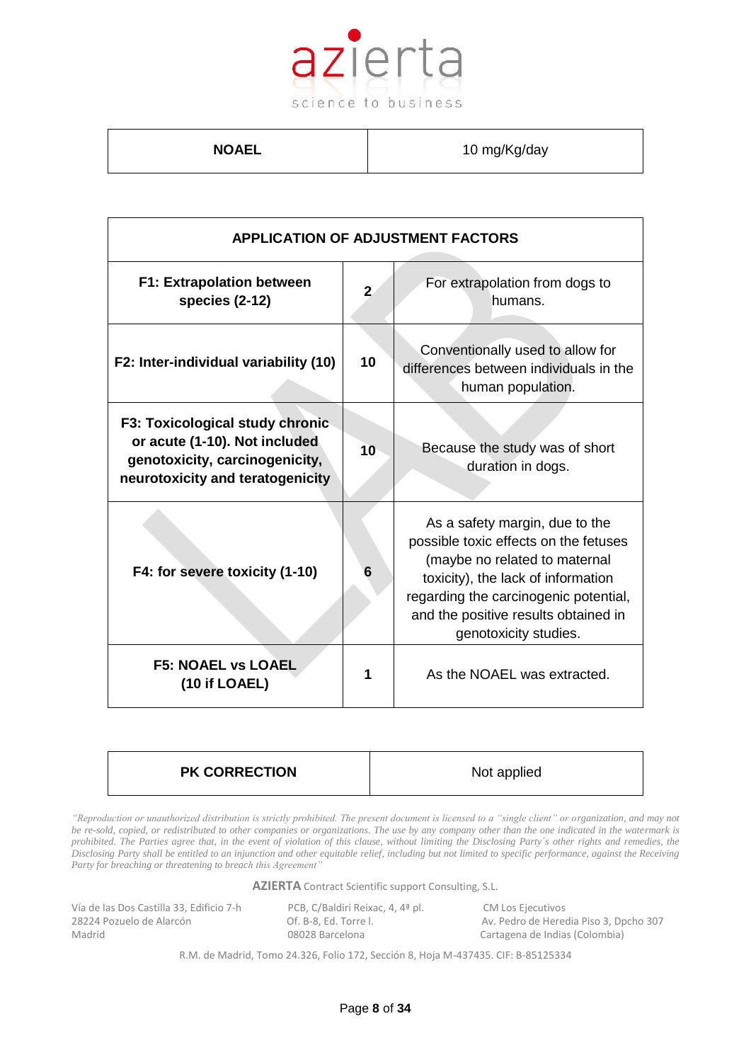| **NOAEL** | 10 mg/Kg/day |
|---|---|

| **APPLICATION OF ADJUSTMENT FACTORS** | | |
|---|---|---|
| **F1: Extrapolation between species (2-12)** | **2** | For extrapolation from dogs to humans. |
| **F2: Inter-individual variability (10)** | **10** | Conventionally used to allow for differences between individuals in the human population. |
| **F3: Toxicological study chronic or acute (1-10). Not included genotoxicity, carcinogenicity, neurotoxicity and teratogenicity** | **10** | Because the study was of short duration in dogs. |
| **F4: for severe toxicity (1-10)** | **6** | As a safety margin, due to the possible toxic effects on the fetuses (maybe no related to maternal toxicity), the lack of information regarding the carcinogenic potential, and the positive results obtained in genotoxicity studies. |
| **F5: NOAEL vs LOAEL (10 if LOAEL)** | **1** | As the NOAEL was extracted. |

| **PK CORRECTION** | Not applied |
|---|---|

*"Reproduction or unauthorized distribution is strictly prohibited. The present document is licensed to a "single client" or organization, and may not be re-sold, copied, or redistributed to other companies or organizations. The use by any company other than the one indicated in the watermark is prohibited. The Parties agree that, in the event of violation of this clause, without limiting the Disclosing Party´s other rights and remedies, the Disclosing Party shall be entitled to an injunction and other equitable relief, including but not limited to specific performance, against the Receiving Party for breaching or threatening to breach this Agreement"*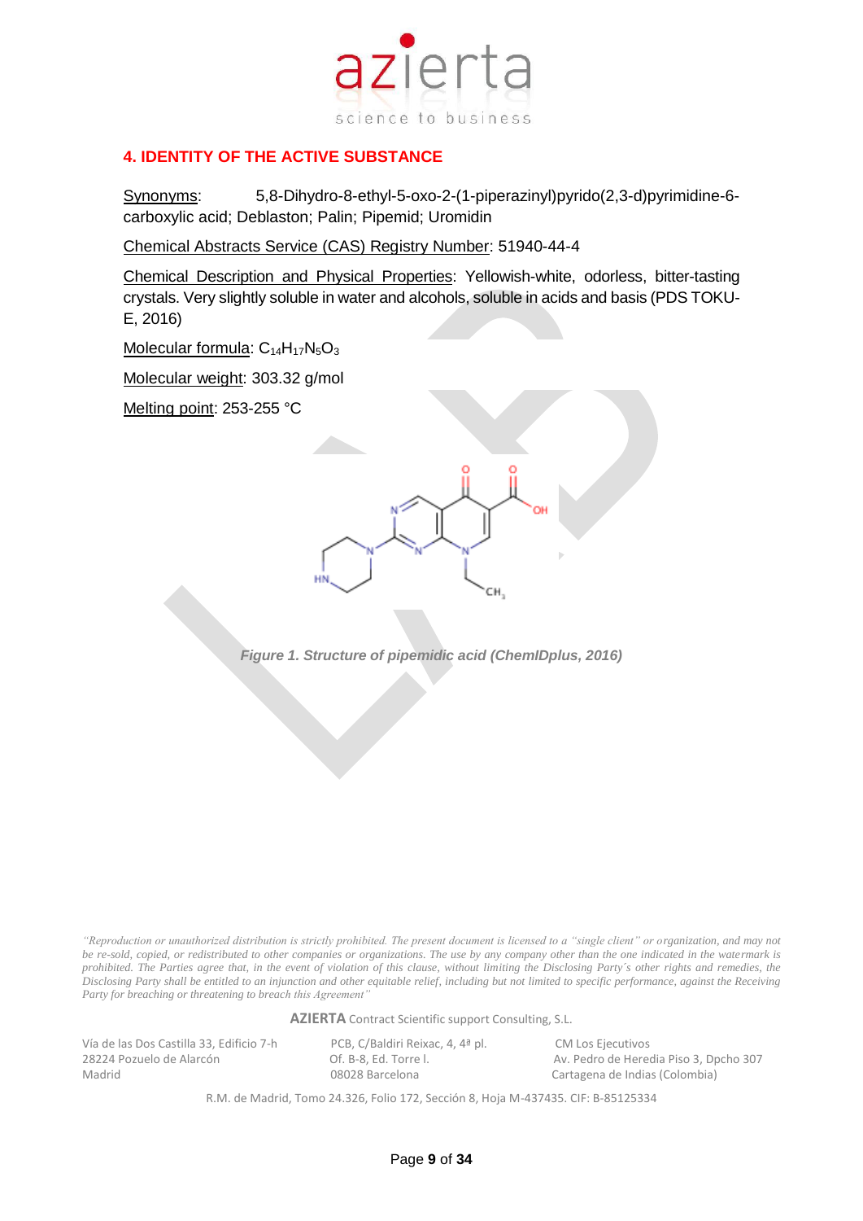## 4. IDENTITY OF THE ACTIVE SUBSTANCE

Synonyms: 5,8-Dihydro-8-ethyl-5-oxo-2-(1-piperazinyl)pyrido(2,3-d)pyrimidine-6-carboxylic acid; Deblaston; Palin; Pipemid; Uromidin

Chemical Abstracts Service (CAS) Registry Number: 51940-44-4

Chemical Description and Physical Properties: Yellowish-white, odorless, bitter-tasting crystals. Very slightly soluble in water and alcohols, soluble in acids and basis (PDS TOKU-E, 2016)

Molecular formula: $C_{14}H_{17}N_5O_3$

Molecular weight: 303.32 g/mol

Melting point: 253-255 °C

*Figure 1. Structure of pipemidic acid (ChemIDplus, 2016)*

*"Reproduction or unauthorized distribution is strictly prohibited. The present document is licensed to a "single client" or organization, and may not be re-sold, copied, or redistributed to other companies or organizations. The use by any company other than the one indicated in the watermark is prohibited. The Parties agree that, in the event of violation of this clause, without limiting the Disclosing Party´s other rights and remedies, the Disclosing Party shall be entitled to an injunction and other equitable relief, including but not limited to specific performance, against the Receiving Party for breaching or threatening to breach this Agreement"*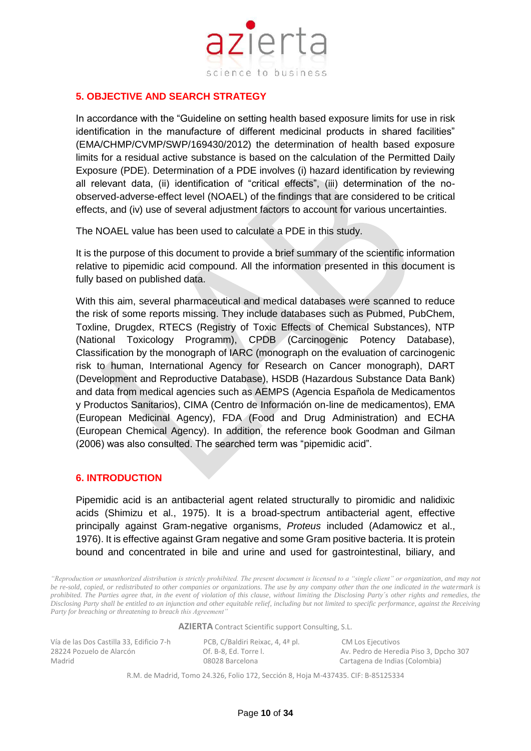## 5. OBJECTIVE AND SEARCH STRATEGY

In accordance with the "Guideline on setting health based exposure limits for use in risk identification in the manufacture of different medicinal products in shared facilities" (EMA/CHMP/CVMP/SWP/169430/2012) the determination of health based exposure limits for a residual active substance is based on the calculation of the Permitted Daily Exposure (PDE). Determination of a PDE involves (i) hazard identification by reviewing all relevant data, (ii) identification of "critical effects", (iii) determination of the no-observed-adverse-effect level (NOAEL) of the findings that are considered to be critical effects, and (iv) use of several adjustment factors to account for various uncertainties.

The NOAEL value has been used to calculate a PDE in this study.

It is the purpose of this document to provide a brief summary of the scientific information relative to pipemidic acid compound. All the information presented in this document is fully based on published data.

With this aim, several pharmaceutical and medical databases were scanned to reduce the risk of some reports missing. They include databases such as Pubmed, PubChem, Toxline, Drugdex, RTECS (Registry of Toxic Effects of Chemical Substances), NTP (National Toxicology Programm), CPDB (Carcinogenic Potency Database), Classification by the monograph of IARC (monograph on the evaluation of carcinogenic risk to human, International Agency for Research on Cancer monograph), DART (Development and Reproductive Database), HSDB (Hazardous Substance Data Bank) and data from medical agencies such as AEMPS (Agencia Española de Medicamentos y Productos Sanitarios), CIMA (Centro de Información on-line de medicamentos), EMA (European Medicinal Agency), FDA (Food and Drug Administration) and ECHA (European Chemical Agency). In addition, the reference book Goodman and Gilman (2006) was also consulted. The searched term was "pipemidic acid".

## 6. INTRODUCTION

Pipemidic acid is an antibacterial agent related structurally to piromidic and nalidixic acids (Shimizu et al., 1975). It is a broad-spectrum antibacterial agent, effective principally against Gram-negative organisms, *Proteus* included (Adamowicz et al., 1976). It is effective against Gram negative and some Gram positive bacteria. It is protein bound and concentrated in bile and urine and used for gastrointestinal, biliary, and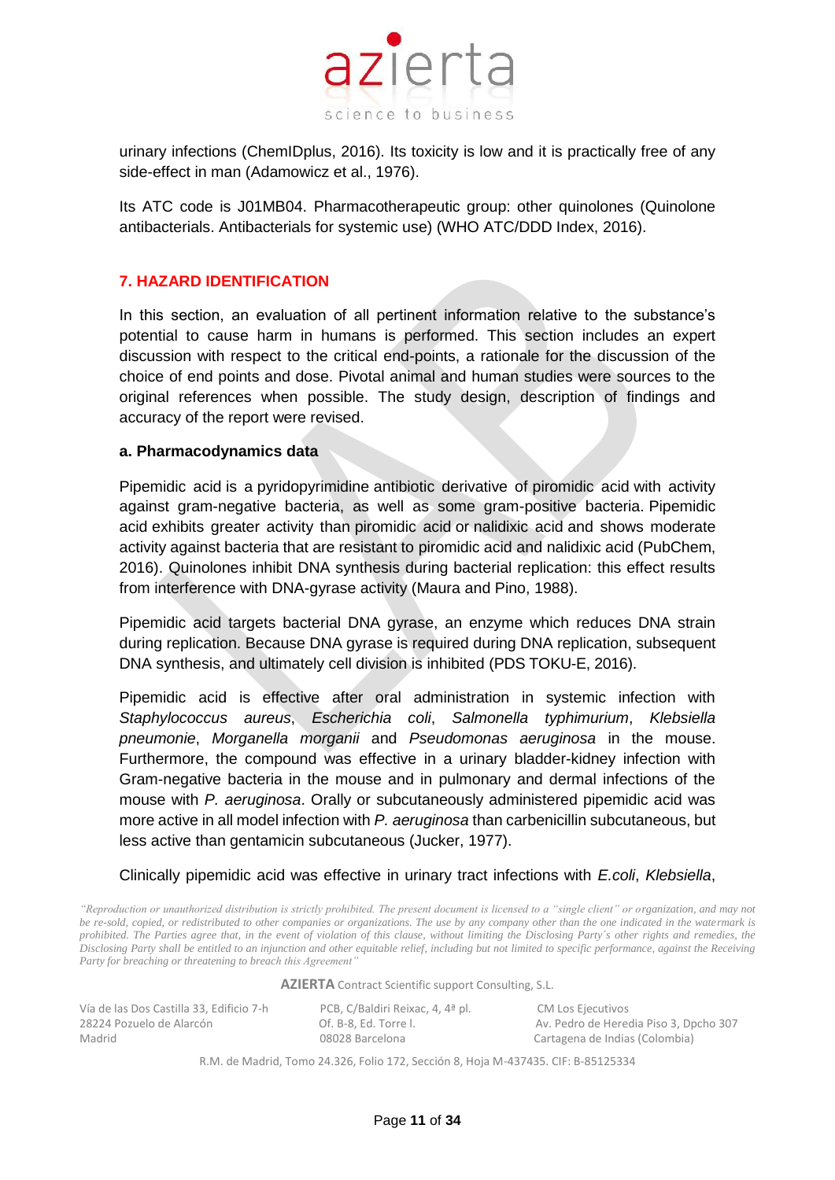urinary infections (ChemIDplus, 2016). Its toxicity is low and it is practically free of any side-effect in man (Adamowicz et al., 1976).

Its ATC code is J01MB04. Pharmacotherapeutic group: other quinolones (Quinolone antibacterials. Antibacterials for systemic use) (WHO ATC/DDD Index, 2016).

## 7. HAZARD IDENTIFICATION

In this section, an evaluation of all pertinent information relative to the substance's potential to cause harm in humans is performed. This section includes an expert discussion with respect to the critical end-points, a rationale for the discussion of the choice of end points and dose. Pivotal animal and human studies were sources to the original references when possible. The study design, description of findings and accuracy of the report were revised.

### a. Pharmacodynamics data

Pipemidic acid is a pyridopyrimidine antibiotic derivative of piromidic acid with activity against gram-negative bacteria, as well as some gram-positive bacteria. Pipemidic acid exhibits greater activity than piromidic acid or nalidixic acid and shows moderate activity against bacteria that are resistant to piromidic acid and nalidixic acid (PubChem, 2016). Quinolones inhibit DNA synthesis during bacterial replication: this effect results from interference with DNA-gyrase activity (Maura and Pino, 1988).

Pipemidic acid targets bacterial DNA gyrase, an enzyme which reduces DNA strain during replication. Because DNA gyrase is required during DNA replication, subsequent DNA synthesis, and ultimately cell division is inhibited (PDS TOKU-E, 2016).

Pipemidic acid is effective after oral administration in systemic infection with *Staphylococcus aureus*, *Escherichia coli*, *Salmonella typhimurium*, *Klebsiella pneumonie*, *Morganella morganii* and *Pseudomonas aeruginosa* in the mouse. Furthermore, the compound was effective in a urinary bladder-kidney infection with Gram-negative bacteria in the mouse and in pulmonary and dermal infections of the mouse with *P. aeruginosa*. Orally or subcutaneously administered pipemidic acid was more active in all model infection with *P. aeruginosa* than carbenicillin subcutaneous, but less active than gentamicin subcutaneous (Jucker, 1977).

Clinically pipemidic acid was effective in urinary tract infections with *E.coli*, *Klebsiella*,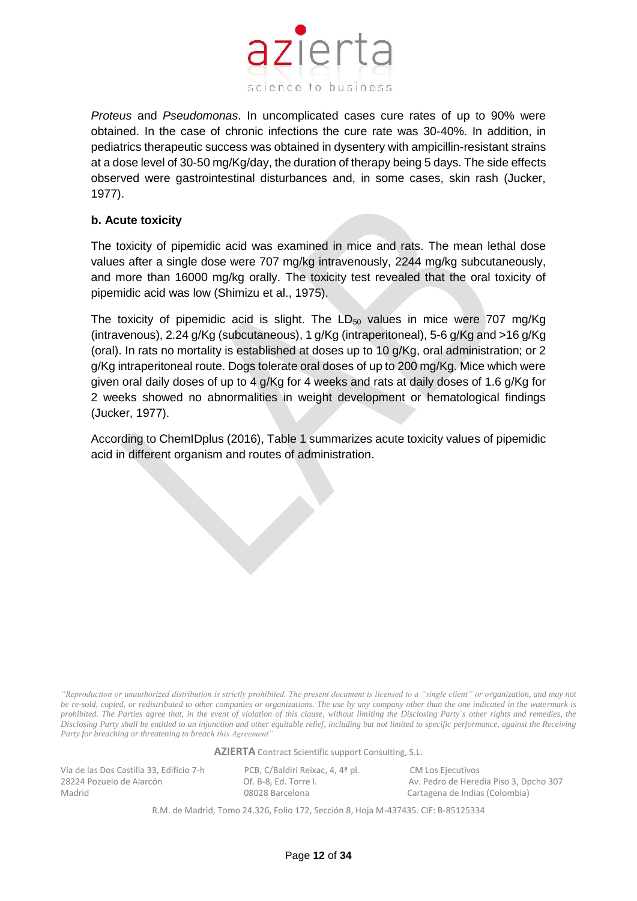*Proteus* and *Pseudomonas*. In uncomplicated cases cure rates of up to 90% were obtained. In the case of chronic infections the cure rate was 30-40%. In addition, in pediatrics therapeutic success was obtained in dysentery with ampicillin-resistant strains at a dose level of 30-50 mg/Kg/day, the duration of therapy being 5 days. The side effects observed were gastrointestinal disturbances and, in some cases, skin rash (Jucker, 1977).

**b. Acute toxicity**

The toxicity of pipemidic acid was examined in mice and rats. The mean lethal dose values after a single dose were 707 mg/kg intravenously, 2244 mg/kg subcutaneously, and more than 16000 mg/kg orally. The toxicity test revealed that the oral toxicity of pipemidic acid was low (Shimizu et al., 1975).

The toxicity of pipemidic acid is slight. The $LD_{50}$ values in mice were 707 mg/Kg (intravenous), 2.24 g/Kg (subcutaneous), 1 g/Kg (intraperitoneal), 5-6 g/Kg and >16 g/Kg (oral). In rats no mortality is established at doses up to 10 g/Kg, oral administration; or 2 g/Kg intraperitoneal route. Dogs tolerate oral doses of up to 200 mg/Kg. Mice which were given oral daily doses of up to 4 g/Kg for 4 weeks and rats at daily doses of 1.6 g/Kg for 2 weeks showed no abnormalities in weight development or hematological findings (Jucker, 1977).

According to ChemIDplus (2016), Table 1 summarizes acute toxicity values of pipemidic acid in different organism and routes of administration.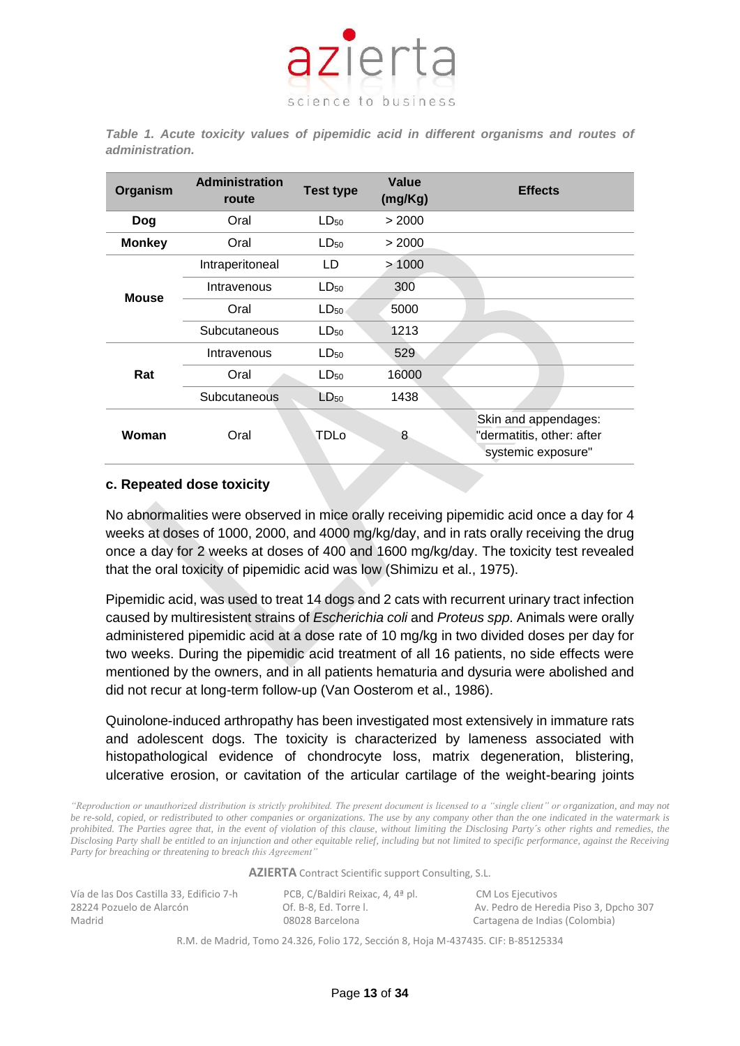*Table 1. Acute toxicity values of pipemidic acid in different organisms and routes of administration.*

| Organism | Administration route | Test type | Value (mg/Kg) | Effects |
|---|---|---|---|---|
| **Dog** | Oral | $LD_{50}$ | > 2000 | |
| **Monkey** | Oral | $LD_{50}$ | > 2000 | |
| **Mouse** | Intraperitoneal | LD | > 1000 | |
| | Intravenous | $LD_{50}$ | 300 | |
| | Oral | $LD_{50}$ | 5000 | |
| | Subcutaneous | $LD_{50}$ | 1213 | |
| **Rat** | Intravenous | $LD_{50}$ | 529 | |
| | Oral | $LD_{50}$ | 16000 | |
| | Subcutaneous | $LD_{50}$ | 1438 | |
| **Woman** | Oral | TDLo | 8 | Skin and appendages: "dermatitis, other: after systemic exposure" |

### c. Repeated dose toxicity

No abnormalities were observed in mice orally receiving pipemidic acid once a day for 4 weeks at doses of 1000, 2000, and 4000 mg/kg/day, and in rats orally receiving the drug once a day for 2 weeks at doses of 400 and 1600 mg/kg/day. The toxicity test revealed that the oral toxicity of pipemidic acid was low (Shimizu et al., 1975).

Pipemidic acid, was used to treat 14 dogs and 2 cats with recurrent urinary tract infection caused by multiresistent strains of *Escherichia coli* and *Proteus spp*. Animals were orally administered pipemidic acid at a dose rate of 10 mg/kg in two divided doses per day for two weeks. During the pipemidic acid treatment of all 16 patients, no side effects were mentioned by the owners, and in all patients hematuria and dysuria were abolished and did not recur at long-term follow-up (Van Oosterom et al., 1986).

Quinolone-induced arthropathy has been investigated most extensively in immature rats and adolescent dogs. The toxicity is characterized by lameness associated with histopathological evidence of chondrocyte loss, matrix degeneration, blistering, ulcerative erosion, or cavitation of the articular cartilage of the weight-bearing joints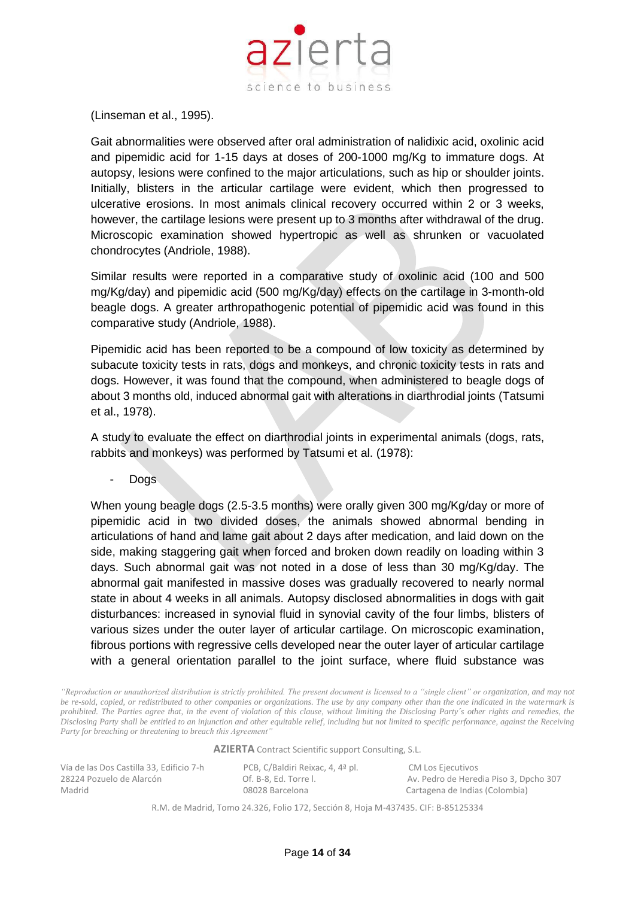(Linseman et al., 1995).

Gait abnormalities were observed after oral administration of nalidixic acid, oxolinic acid and pipemidic acid for 1-15 days at doses of 200-1000 mg/Kg to immature dogs. At autopsy, lesions were confined to the major articulations, such as hip or shoulder joints. Initially, blisters in the articular cartilage were evident, which then progressed to ulcerative erosions. In most animals clinical recovery occurred within 2 or 3 weeks, however, the cartilage lesions were present up to 3 months after withdrawal of the drug. Microscopic examination showed hypertropic as well as shrunken or vacuolated chondrocytes (Andriole, 1988).

Similar results were reported in a comparative study of oxolinic acid (100 and 500 mg/Kg/day) and pipemidic acid (500 mg/Kg/day) effects on the cartilage in 3-month-old beagle dogs. A greater arthropathogenic potential of pipemidic acid was found in this comparative study (Andriole, 1988).

Pipemidic acid has been reported to be a compound of low toxicity as determined by subacute toxicity tests in rats, dogs and monkeys, and chronic toxicity tests in rats and dogs. However, it was found that the compound, when administered to beagle dogs of about 3 months old, induced abnormal gait with alterations in diarthrodial joints (Tatsumi et al., 1978).

A study to evaluate the effect on diarthrodial joints in experimental animals (dogs, rats, rabbits and monkeys) was performed by Tatsumi et al. (1978):

- Dogs

When young beagle dogs (2.5-3.5 months) were orally given 300 mg/Kg/day or more of pipemidic acid in two divided doses, the animals showed abnormal bending in articulations of hand and lame gait about 2 days after medication, and laid down on the side, making staggering gait when forced and broken down readily on loading within 3 days. Such abnormal gait was not noted in a dose of less than 30 mg/Kg/day. The abnormal gait manifested in massive doses was gradually recovered to nearly normal state in about 4 weeks in all animals. Autopsy disclosed abnormalities in dogs with gait disturbances: increased in synovial fluid in synovial cavity of the four limbs, blisters of various sizes under the outer layer of articular cartilage. On microscopic examination, fibrous portions with regressive cells developed near the outer layer of articular cartilage with a general orientation parallel to the joint surface, where fluid substance was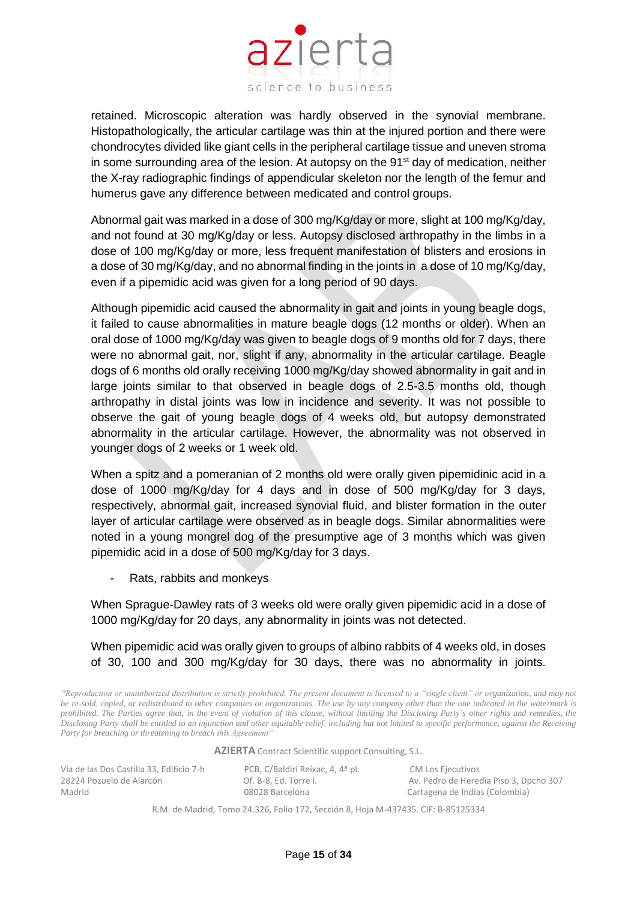retained. Microscopic alteration was hardly observed in the synovial membrane. Histopathologically, the articular cartilage was thin at the injured portion and there were chondrocytes divided like giant cells in the peripheral cartilage tissue and uneven stroma in some surrounding area of the lesion. At autopsy on the 91st day of medication, neither the X-ray radiographic findings of appendicular skeleton nor the length of the femur and humerus gave any difference between medicated and control groups.

Abnormal gait was marked in a dose of 300 mg/Kg/day or more, slight at 100 mg/Kg/day, and not found at 30 mg/Kg/day or less. Autopsy disclosed arthropathy in the limbs in a dose of 100 mg/Kg/day or more, less frequent manifestation of blisters and erosions in a dose of 30 mg/Kg/day, and no abnormal finding in the joints in a dose of 10 mg/Kg/day, even if a pipemidic acid was given for a long period of 90 days.

Although pipemidic acid caused the abnormality in gait and joints in young beagle dogs, it failed to cause abnormalities in mature beagle dogs (12 months or older). When an oral dose of 1000 mg/Kg/day was given to beagle dogs of 9 months old for 7 days, there were no abnormal gait, nor, slight if any, abnormality in the articular cartilage. Beagle dogs of 6 months old orally receiving 1000 mg/Kg/day showed abnormality in gait and in large joints similar to that observed in beagle dogs of 2.5-3.5 months old, though arthropathy in distal joints was low in incidence and severity. It was not possible to observe the gait of young beagle dogs of 4 weeks old, but autopsy demonstrated abnormality in the articular cartilage. However, the abnormality was not observed in younger dogs of 2 weeks or 1 week old.

When a spitz and a pomeranian of 2 months old were orally given pipemidinic acid in a dose of 1000 mg/Kg/day for 4 days and in dose of 500 mg/Kg/day for 3 days, respectively, abnormal gait, increased synovial fluid, and blister formation in the outer layer of articular cartilage were observed as in beagle dogs. Similar abnormalities were noted in a young mongrel dog of the presumptive age of 3 months which was given pipemidic acid in a dose of 500 mg/Kg/day for 3 days.

- Rats, rabbits and monkeys

When Sprague-Dawley rats of 3 weeks old were orally given pipemidic acid in a dose of 1000 mg/Kg/day for 20 days, any abnormality in joints was not detected.

When pipemidic acid was orally given to groups of albino rabbits of 4 weeks old, in doses of 30, 100 and 300 mg/Kg/day for 30 days, there was no abnormality in joints.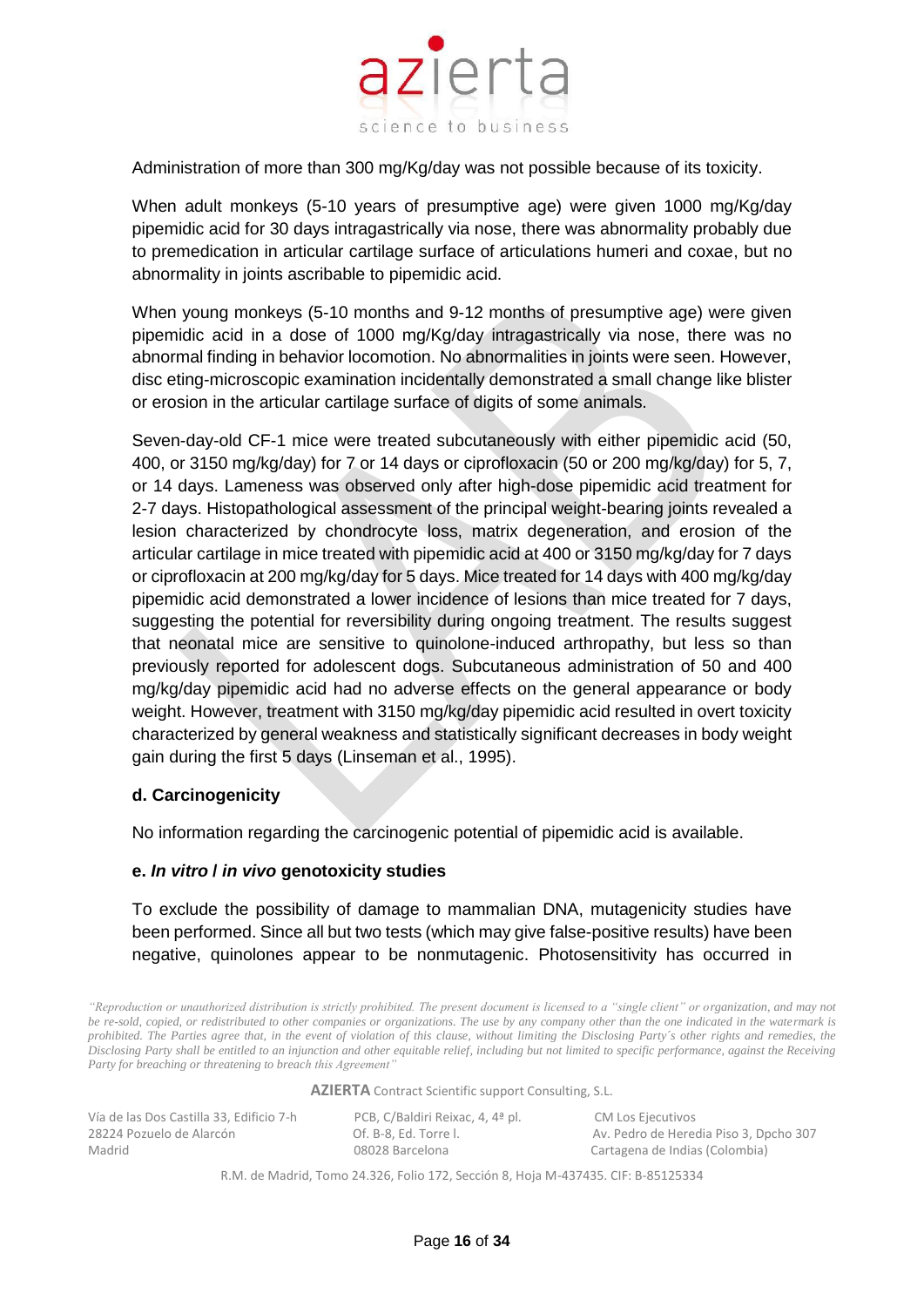Administration of more than 300 mg/Kg/day was not possible because of its toxicity.

When adult monkeys (5-10 years of presumptive age) were given 1000 mg/Kg/day pipemidic acid for 30 days intragastrically via nose, there was abnormality probably due to premedication in articular cartilage surface of articulations humeri and coxae, but no abnormality in joints ascribable to pipemidic acid.

When young monkeys (5-10 months and 9-12 months of presumptive age) were given pipemidic acid in a dose of 1000 mg/Kg/day intragastrically via nose, there was no abnormal finding in behavior locomotion. No abnormalities in joints were seen. However, disc eting-microscopic examination incidentally demonstrated a small change like blister or erosion in the articular cartilage surface of digits of some animals.

Seven-day-old CF-1 mice were treated subcutaneously with either pipemidic acid (50, 400, or 3150 mg/kg/day) for 7 or 14 days or ciprofloxacin (50 or 200 mg/kg/day) for 5, 7, or 14 days. Lameness was observed only after high-dose pipemidic acid treatment for 2-7 days. Histopathological assessment of the principal weight-bearing joints revealed a lesion characterized by chondrocyte loss, matrix degeneration, and erosion of the articular cartilage in mice treated with pipemidic acid at 400 or 3150 mg/kg/day for 7 days or ciprofloxacin at 200 mg/kg/day for 5 days. Mice treated for 14 days with 400 mg/kg/day pipemidic acid demonstrated a lower incidence of lesions than mice treated for 7 days, suggesting the potential for reversibility during ongoing treatment. The results suggest that neonatal mice are sensitive to quinolone-induced arthropathy, but less so than previously reported for adolescent dogs. Subcutaneous administration of 50 and 400 mg/kg/day pipemidic acid had no adverse effects on the general appearance or body weight. However, treatment with 3150 mg/kg/day pipemidic acid resulted in overt toxicity characterized by general weakness and statistically significant decreases in body weight gain during the first 5 days (Linseman et al., 1995).

### d. Carcinogenicity

No information regarding the carcinogenic potential of pipemidic acid is available.

### e. *In vitro* / *in vivo* genotoxicity studies

To exclude the possibility of damage to mammalian DNA, mutagenicity studies have been performed. Since all but two tests (which may give false-positive results) have been negative, quinolones appear to be nonmutagenic. Photosensitivity has occurred in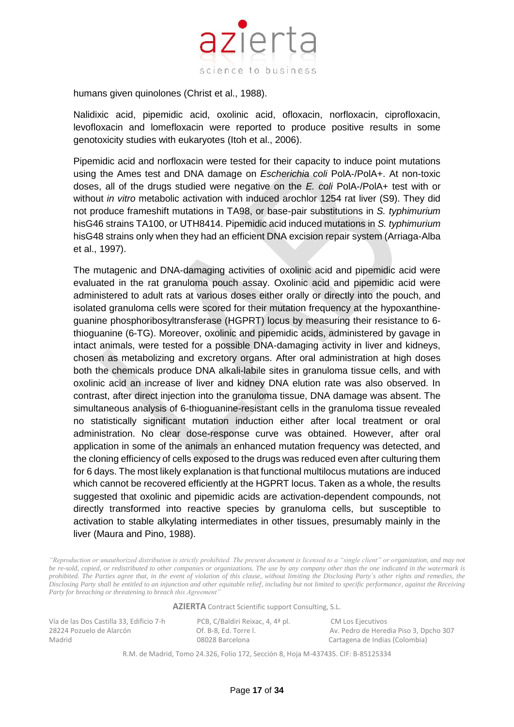humans given quinolones (Christ et al., 1988).

Nalidixic acid, pipemidic acid, oxolinic acid, ofloxacin, norfloxacin, ciprofloxacin, levofloxacin and lomefloxacin were reported to produce positive results in some genotoxicity studies with eukaryotes (Itoh et al., 2006).

Pipemidic acid and norfloxacin were tested for their capacity to induce point mutations using the Ames test and DNA damage on *Escherichia coli* PolA-/PolA+. At non-toxic doses, all of the drugs studied were negative on the *E. coli* PolA-/PolA+ test with or without *in vitro* metabolic activation with induced arochlor 1254 rat liver (S9). They did not produce frameshift mutations in TA98, or base-pair substitutions in *S. typhimurium* hisG46 strains TA100, or UTH8414. Pipemidic acid induced mutations in *S. typhimurium* hisG48 strains only when they had an efficient DNA excision repair system (Arriaga-Alba et al., 1997).

The mutagenic and DNA-damaging activities of oxolinic acid and pipemidic acid were evaluated in the rat granuloma pouch assay. Oxolinic acid and pipemidic acid were administered to adult rats at various doses either orally or directly into the pouch, and isolated granuloma cells were scored for their mutation frequency at the hypoxanthine-guanine phosphoribosyltransferase (HGPRT) locus by measuring their resistance to 6-thioguanine (6-TG). Moreover, oxolinic and pipemidic acids, administered by gavage in intact animals, were tested for a possible DNA-damaging activity in liver and kidneys, chosen as metabolizing and excretory organs. After oral administration at high doses both the chemicals produce DNA alkali-labile sites in granuloma tissue cells, and with oxolinic acid an increase of liver and kidney DNA elution rate was also observed. In contrast, after direct injection into the granuloma tissue, DNA damage was absent. The simultaneous analysis of 6-thioguanine-resistant cells in the granuloma tissue revealed no statistically significant mutation induction either after local treatment or oral administration. No clear dose-response curve was obtained. However, after oral application in some of the animals an enhanced mutation frequency was detected, and the cloning efficiency of cells exposed to the drugs was reduced even after culturing them for 6 days. The most likely explanation is that functional multilocus mutations are induced which cannot be recovered efficiently at the HGPRT locus. Taken as a whole, the results suggested that oxolinic and pipemidic acids are activation-dependent compounds, not directly transformed into reactive species by granuloma cells, but susceptible to activation to stable alkylating intermediates in other tissues, presumably mainly in the liver (Maura and Pino, 1988).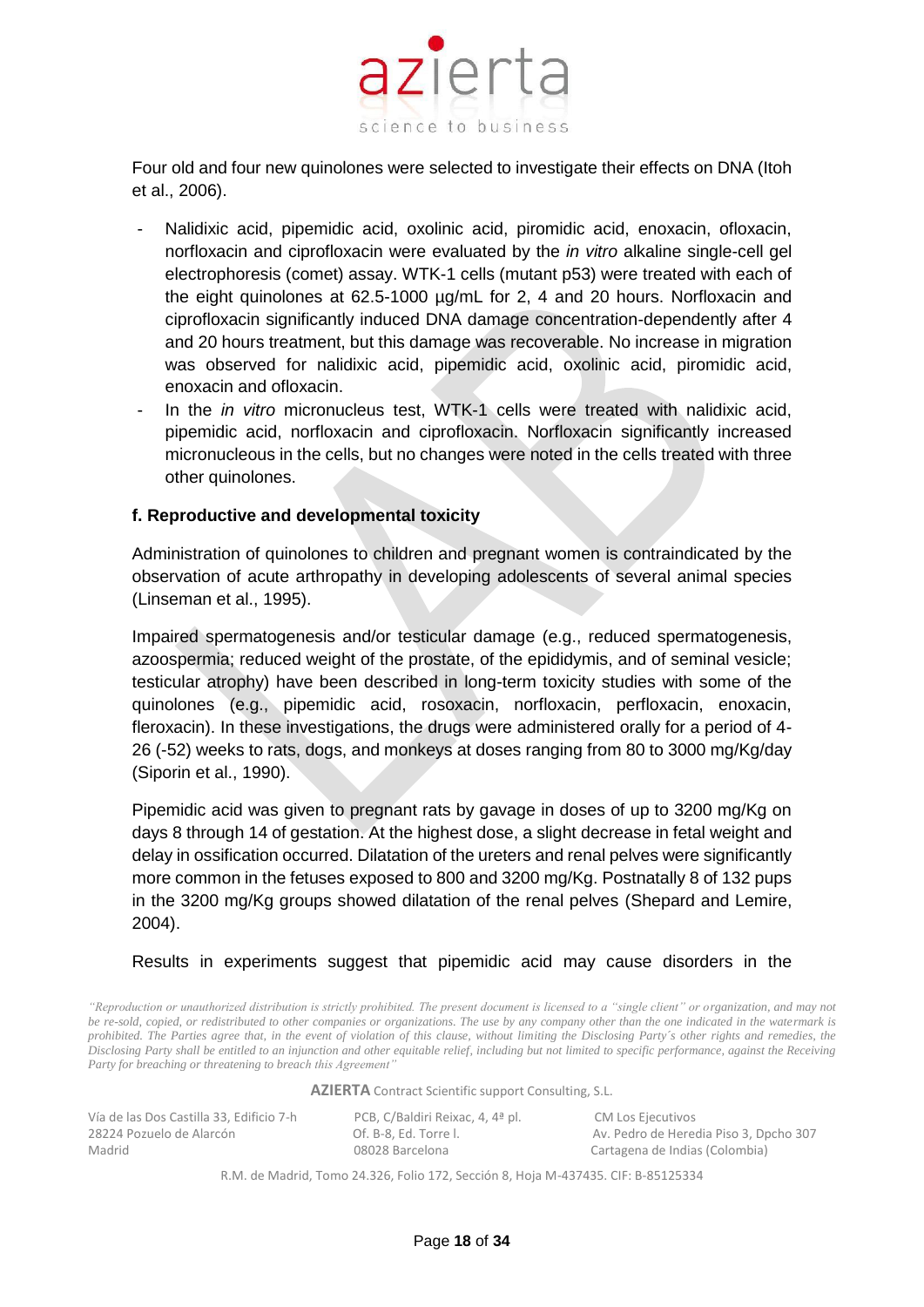Four old and four new quinolones were selected to investigate their effects on DNA (Itoh et al., 2006).

- Nalidixic acid, pipemidic acid, oxolinic acid, piromidic acid, enoxacin, ofloxacin, norfloxacin and ciprofloxacin were evaluated by the *in vitro* alkaline single-cell gel electrophoresis (comet) assay. WTK-1 cells (mutant p53) were treated with each of the eight quinolones at 62.5-1000 µg/mL for 2, 4 and 20 hours. Norfloxacin and ciprofloxacin significantly induced DNA damage concentration-dependently after 4 and 20 hours treatment, but this damage was recoverable. No increase in migration was observed for nalidixic acid, pipemidic acid, oxolinic acid, piromidic acid, enoxacin and ofloxacin.
- In the *in vitro* micronucleus test, WTK-1 cells were treated with nalidixic acid, pipemidic acid, norfloxacin and ciprofloxacin. Norfloxacin significantly increased micronucleous in the cells, but no changes were noted in the cells treated with three other quinolones.

**f. Reproductive and developmental toxicity**

Administration of quinolones to children and pregnant women is contraindicated by the observation of acute arthropathy in developing adolescents of several animal species (Linseman et al., 1995).

Impaired spermatogenesis and/or testicular damage (e.g., reduced spermatogenesis, azoospermia; reduced weight of the prostate, of the epididymis, and of seminal vesicle; testicular atrophy) have been described in long-term toxicity studies with some of the quinolones (e.g., pipemidic acid, rosoxacin, norfloxacin, perfloxacin, enoxacin, fleroxacin). In these investigations, the drugs were administered orally for a period of 4-26 (-52) weeks to rats, dogs, and monkeys at doses ranging from 80 to 3000 mg/Kg/day (Siporin et al., 1990).

Pipemidic acid was given to pregnant rats by gavage in doses of up to 3200 mg/Kg on days 8 through 14 of gestation. At the highest dose, a slight decrease in fetal weight and delay in ossification occurred. Dilatation of the ureters and renal pelves were significantly more common in the fetuses exposed to 800 and 3200 mg/Kg. Postnatally 8 of 132 pups in the 3200 mg/Kg groups showed dilatation of the renal pelves (Shepard and Lemire, 2004).

Results in experiments suggest that pipemidic acid may cause disorders in the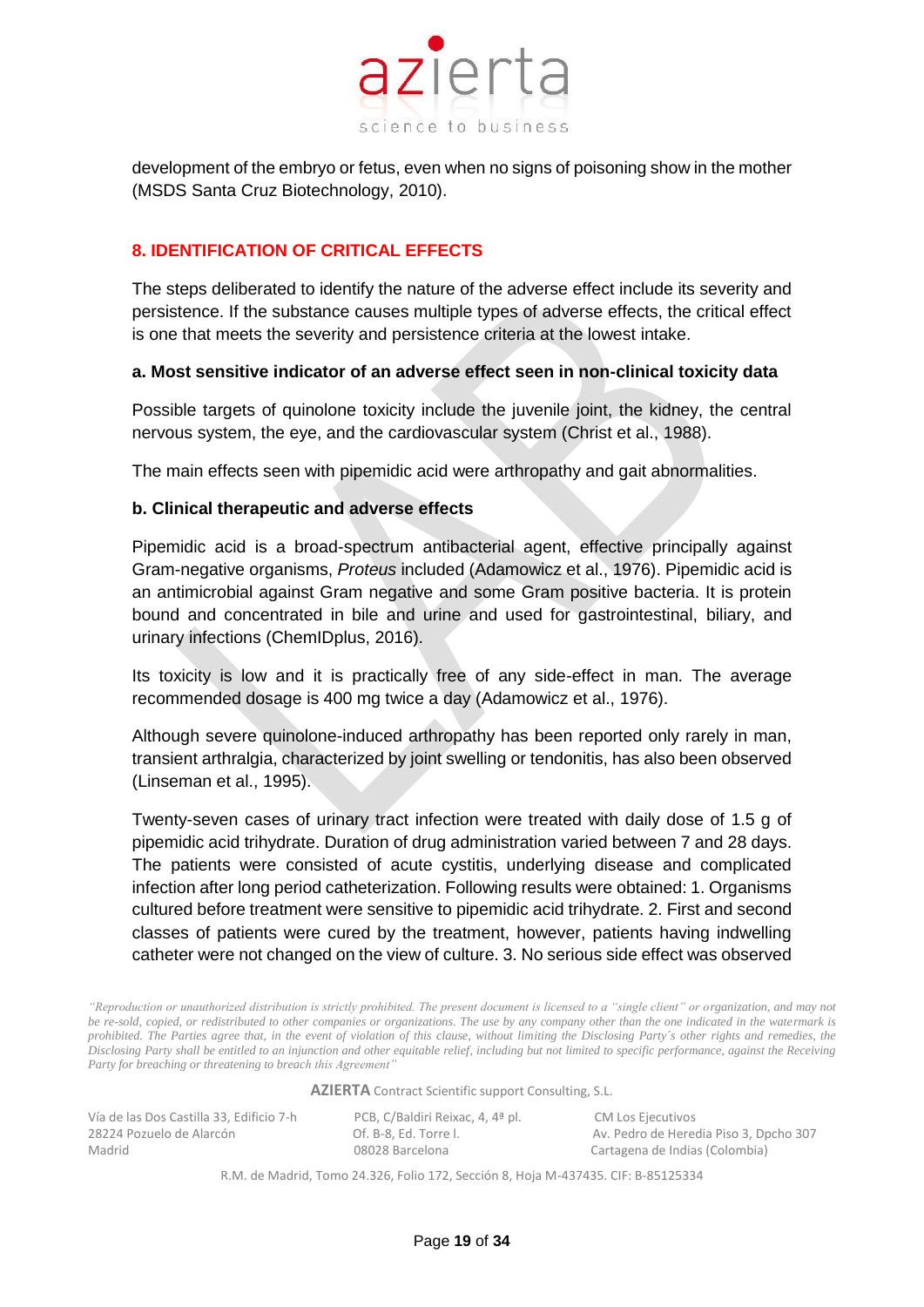development of the embryo or fetus, even when no signs of poisoning show in the mother (MSDS Santa Cruz Biotechnology, 2010).

## 8. IDENTIFICATION OF CRITICAL EFFECTS

The steps deliberated to identify the nature of the adverse effect include its severity and persistence. If the substance causes multiple types of adverse effects, the critical effect is one that meets the severity and persistence criteria at the lowest intake.

### a. Most sensitive indicator of an adverse effect seen in non-clinical toxicity data

Possible targets of quinolone toxicity include the juvenile joint, the kidney, the central nervous system, the eye, and the cardiovascular system (Christ et al., 1988).

The main effects seen with pipemidic acid were arthropathy and gait abnormalities.

### b. Clinical therapeutic and adverse effects

Pipemidic acid is a broad-spectrum antibacterial agent, effective principally against Gram-negative organisms, *Proteus* included (Adamowicz et al., 1976). Pipemidic acid is an antimicrobial against Gram negative and some Gram positive bacteria. It is protein bound and concentrated in bile and urine and used for gastrointestinal, biliary, and urinary infections (ChemIDplus, 2016).

Its toxicity is low and it is practically free of any side-effect in man. The average recommended dosage is 400 mg twice a day (Adamowicz et al., 1976).

Although severe quinolone-induced arthropathy has been reported only rarely in man, transient arthralgia, characterized by joint swelling or tendonitis, has also been observed (Linseman et al., 1995).

Twenty-seven cases of urinary tract infection were treated with daily dose of 1.5 g of pipemidic acid trihydrate. Duration of drug administration varied between 7 and 28 days. The patients were consisted of acute cystitis, underlying disease and complicated infection after long period catheterization. Following results were obtained: 1. Organisms cultured before treatment were sensitive to pipemidic acid trihydrate. 2. First and second classes of patients were cured by the treatment, however, patients having indwelling catheter were not changed on the view of culture. 3. No serious side effect was observed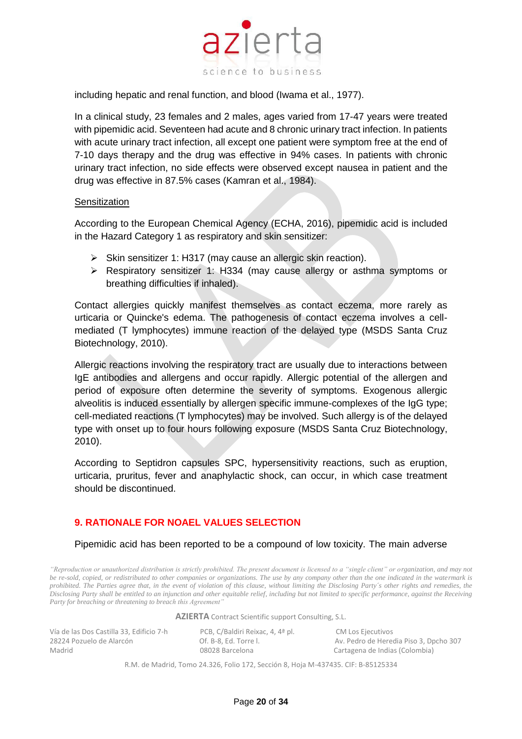including hepatic and renal function, and blood (Iwama et al., 1977).

In a clinical study, 23 females and 2 males, ages varied from 17-47 years were treated with pipemidic acid. Seventeen had acute and 8 chronic urinary tract infection. In patients with acute urinary tract infection, all except one patient were symptom free at the end of 7-10 days therapy and the drug was effective in 94% cases. In patients with chronic urinary tract infection, no side effects were observed except nausea in patient and the drug was effective in 87.5% cases (Kamran et al., 1984).

Sensitization

According to the European Chemical Agency (ECHA, 2016), pipemidic acid is included in the Hazard Category 1 as respiratory and skin sensitizer:

- Skin sensitizer 1: H317 (may cause an allergic skin reaction).
- Respiratory sensitizer 1: H334 (may cause allergy or asthma symptoms or breathing difficulties if inhaled).

Contact allergies quickly manifest themselves as contact eczema, more rarely as urticaria or Quincke's edema. The pathogenesis of contact eczema involves a cell-mediated (T lymphocytes) immune reaction of the delayed type (MSDS Santa Cruz Biotechnology, 2010).

Allergic reactions involving the respiratory tract are usually due to interactions between IgE antibodies and allergens and occur rapidly. Allergic potential of the allergen and period of exposure often determine the severity of symptoms. Exogenous allergic alveolitis is induced essentially by allergen specific immune-complexes of the IgG type; cell-mediated reactions (T lymphocytes) may be involved. Such allergy is of the delayed type with onset up to four hours following exposure (MSDS Santa Cruz Biotechnology, 2010).

According to Septidron capsules SPC, hypersensitivity reactions, such as eruption, urticaria, pruritus, fever and anaphylactic shock, can occur, in which case treatment should be discontinued.

## 9. RATIONALE FOR NOAEL VALUES SELECTION

Pipemidic acid has been reported to be a compound of low toxicity. The main adverse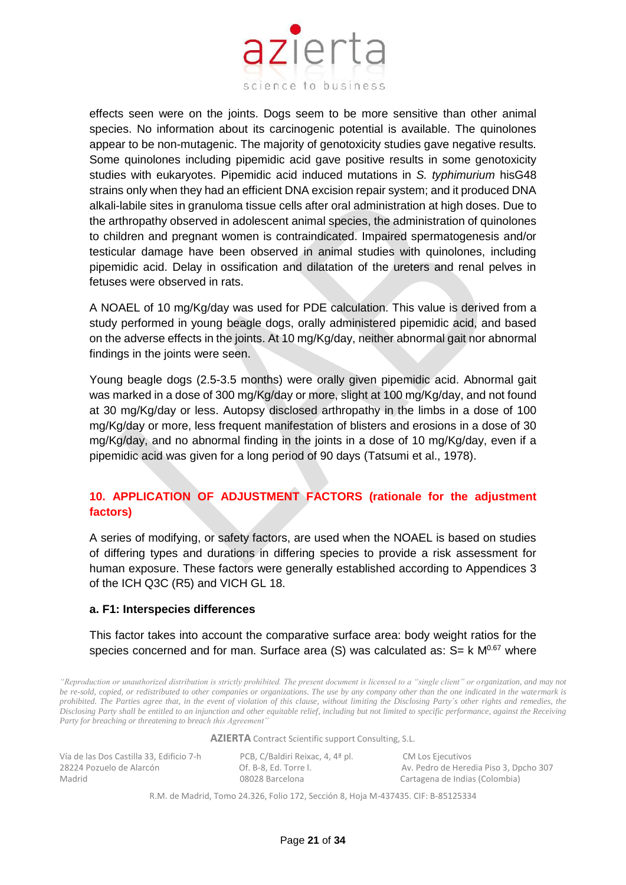effects seen were on the joints. Dogs seem to be more sensitive than other animal species. No information about its carcinogenic potential is available. The quinolones appear to be non-mutagenic. The majority of genotoxicity studies gave negative results. Some quinolones including pipemidic acid gave positive results in some genotoxicity studies with eukaryotes. Pipemidic acid induced mutations in *S. typhimurium* hisG48 strains only when they had an efficient DNA excision repair system; and it produced DNA alkali-labile sites in granuloma tissue cells after oral administration at high doses. Due to the arthropathy observed in adolescent animal species, the administration of quinolones to children and pregnant women is contraindicated. Impaired spermatogenesis and/or testicular damage have been observed in animal studies with quinolones, including pipemidic acid. Delay in ossification and dilatation of the ureters and renal pelves in fetuses were observed in rats.

A NOAEL of 10 mg/Kg/day was used for PDE calculation. This value is derived from a study performed in young beagle dogs, orally administered pipemidic acid, and based on the adverse effects in the joints. At 10 mg/Kg/day, neither abnormal gait nor abnormal findings in the joints were seen.

Young beagle dogs (2.5-3.5 months) were orally given pipemidic acid. Abnormal gait was marked in a dose of 300 mg/Kg/day or more, slight at 100 mg/Kg/day, and not found at 30 mg/Kg/day or less. Autopsy disclosed arthropathy in the limbs in a dose of 100 mg/Kg/day or more, less frequent manifestation of blisters and erosions in a dose of 30 mg/Kg/day, and no abnormal finding in the joints in a dose of 10 mg/Kg/day, even if a pipemidic acid was given for a long period of 90 days (Tatsumi et al., 1978).

## 10. APPLICATION OF ADJUSTMENT FACTORS (rationale for the adjustment factors)

A series of modifying, or safety factors, are used when the NOAEL is based on studies of differing types and durations in differing species to provide a risk assessment for human exposure. These factors were generally established according to Appendices 3 of the ICH Q3C (R5) and VICH GL 18.

### a. F1: Interspecies differences

This factor takes into account the comparative surface area: body weight ratios for the species concerned and for man. Surface area (S) was calculated as: $S = k\ M^{0.67}$ where

*"Reproduction or unauthorized distribution is strictly prohibited. The present document is licensed to a "single client" or organization, and may not be re-sold, copied, or redistributed to other companies or organizations. The use by any company other than the one indicated in the watermark is prohibited. The Parties agree that, in the event of violation of this clause, without limiting the Disclosing Party´s other rights and remedies, the Disclosing Party shall be entitled to an injunction and other equitable relief, including but not limited to specific performance, against the Receiving Party for breaching or threatening to breach this Agreement"*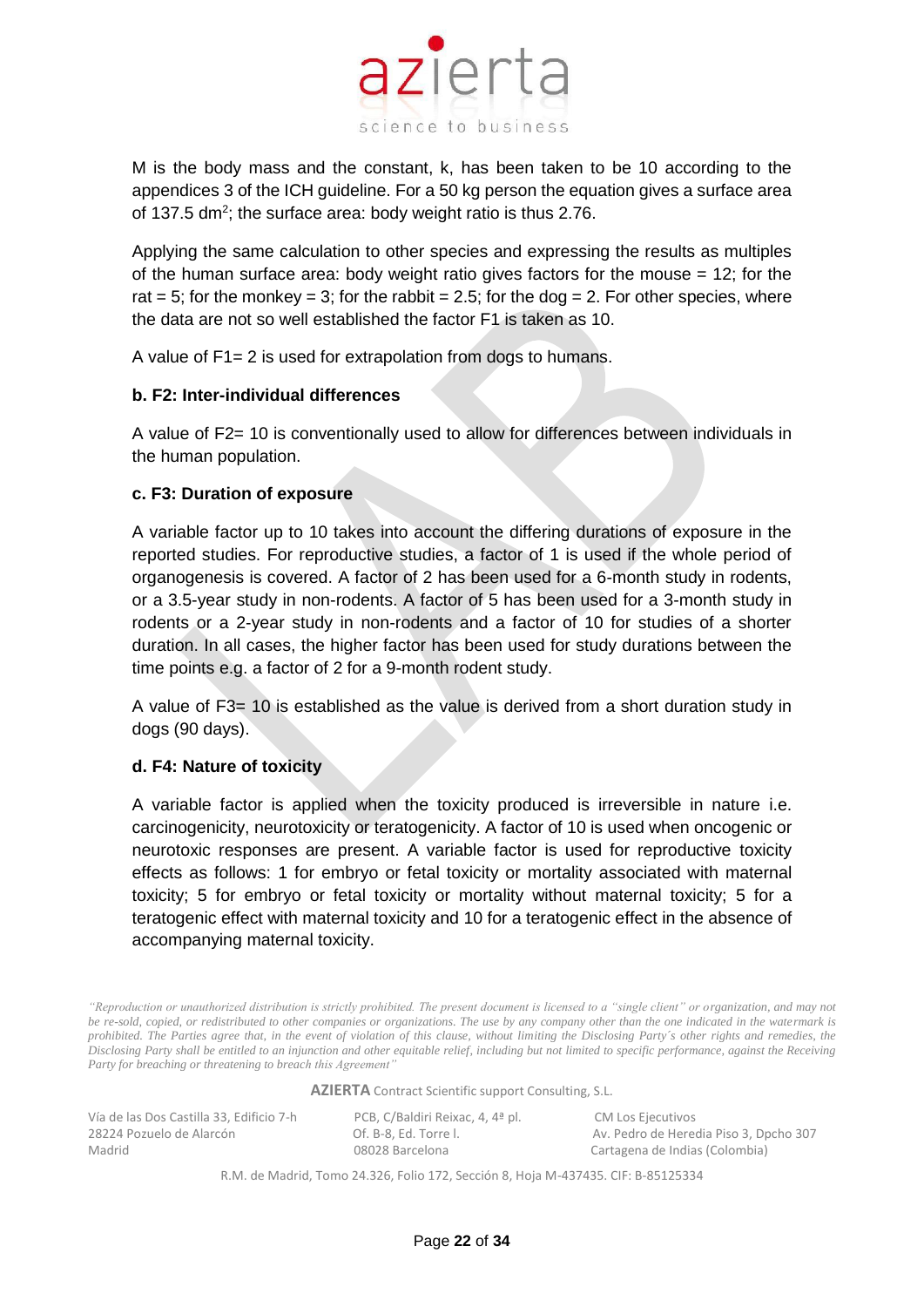M is the body mass and the constant, k, has been taken to be 10 according to the appendices 3 of the ICH guideline. For a 50 kg person the equation gives a surface area of 137.5 $dm^2$; the surface area: body weight ratio is thus 2.76.

Applying the same calculation to other species and expressing the results as multiples of the human surface area: body weight ratio gives factors for the mouse = 12; for the rat = 5; for the monkey = 3; for the rabbit = 2.5; for the dog = 2. For other species, where the data are not so well established the factor F1 is taken as 10.

A value of F1= 2 is used for extrapolation from dogs to humans.

**b. F2: Inter-individual differences**

A value of F2= 10 is conventionally used to allow for differences between individuals in the human population.

**c. F3: Duration of exposure**

A variable factor up to 10 takes into account the differing durations of exposure in the reported studies. For reproductive studies, a factor of 1 is used if the whole period of organogenesis is covered. A factor of 2 has been used for a 6-month study in rodents, or a 3.5-year study in non-rodents. A factor of 5 has been used for a 3-month study in rodents or a 2-year study in non-rodents and a factor of 10 for studies of a shorter duration. In all cases, the higher factor has been used for study durations between the time points e.g. a factor of 2 for a 9-month rodent study.

A value of F3= 10 is established as the value is derived from a short duration study in dogs (90 days).

**d. F4: Nature of toxicity**

A variable factor is applied when the toxicity produced is irreversible in nature i.e. carcinogenicity, neurotoxicity or teratogenicity. A factor of 10 is used when oncogenic or neurotoxic responses are present. A variable factor is used for reproductive toxicity effects as follows: 1 for embryo or fetal toxicity or mortality associated with maternal toxicity; 5 for embryo or fetal toxicity or mortality without maternal toxicity; 5 for a teratogenic effect with maternal toxicity and 10 for a teratogenic effect in the absence of accompanying maternal toxicity.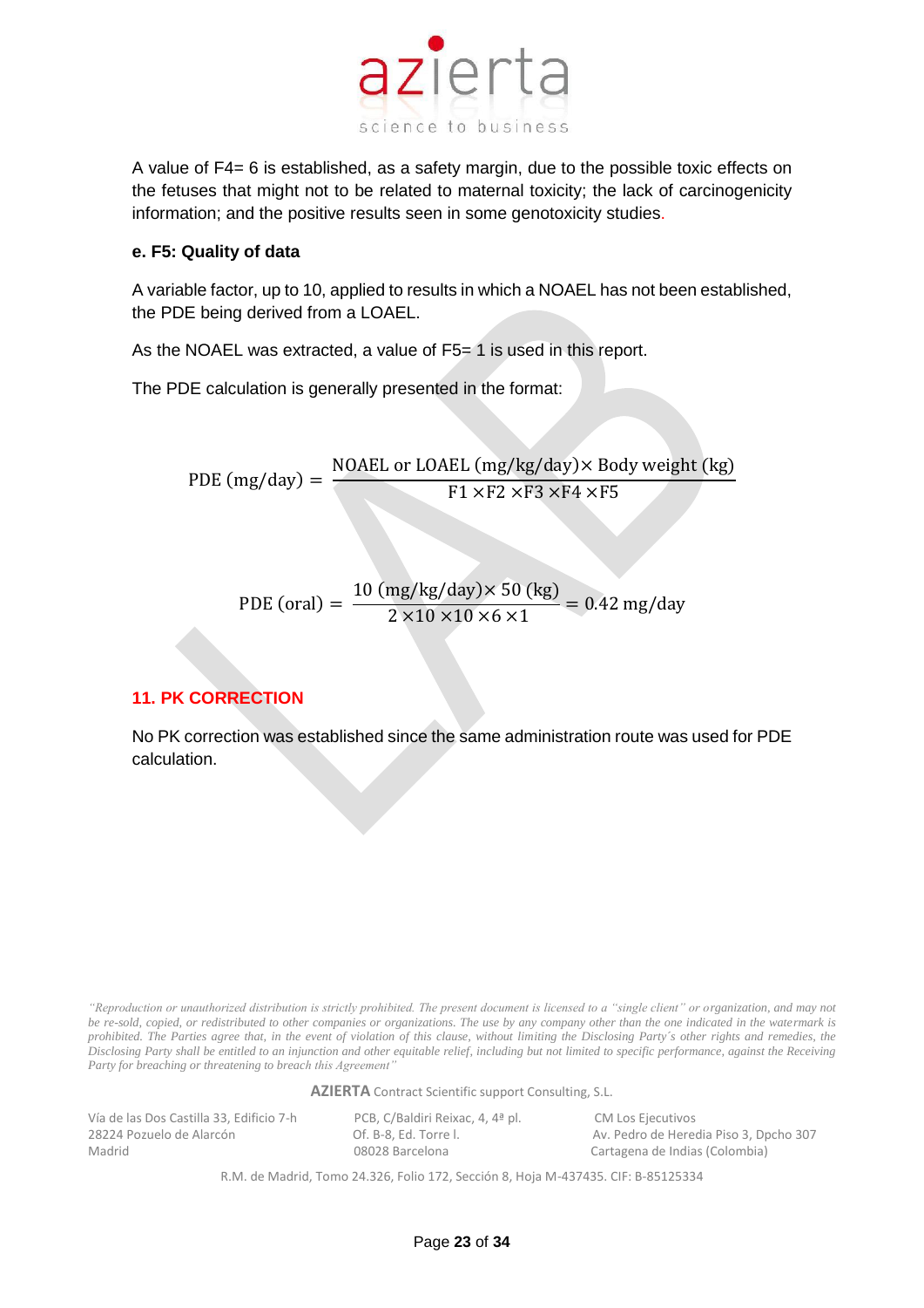A value of F4= 6 is established, as a safety margin, due to the possible toxic effects on the fetuses that might not to be related to maternal toxicity; the lack of carcinogenicity information; and the positive results seen in some genotoxicity studies.

**e. F5: Quality of data**

A variable factor, up to 10, applied to results in which a NOAEL has not been established, the PDE being derived from a LOAEL.

As the NOAEL was extracted, a value of F5= 1 is used in this report.

The PDE calculation is generally presented in the format:

$$\text{PDE (mg/day)} = \frac{\text{NOAEL or LOAEL (mg/kg/day)} \times \text{Body weight (kg)}}{\text{F1} \times \text{F2} \times \text{F3} \times \text{F4} \times \text{F5}}$$

$$\text{PDE (oral)} = \frac{10 \text{ (mg/kg/day)} \times 50 \text{ (kg)}}{2 \times 10 \times 10 \times 6 \times 1} = 0.42 \text{ mg/day}$$

## 11. PK CORRECTION

No PK correction was established since the same administration route was used for PDE calculation.

*"Reproduction or unauthorized distribution is strictly prohibited. The present document is licensed to a "single client" or organization, and may not be re-sold, copied, or redistributed to other companies or organizations. The use by any company other than the one indicated in the watermark is prohibited. The Parties agree that, in the event of violation of this clause, without limiting the Disclosing Party's other rights and remedies, the Disclosing Party shall be entitled to an injunction and other equitable relief, including but not limited to specific performance, against the Receiving Party for breaching or threatening to breach this Agreement"*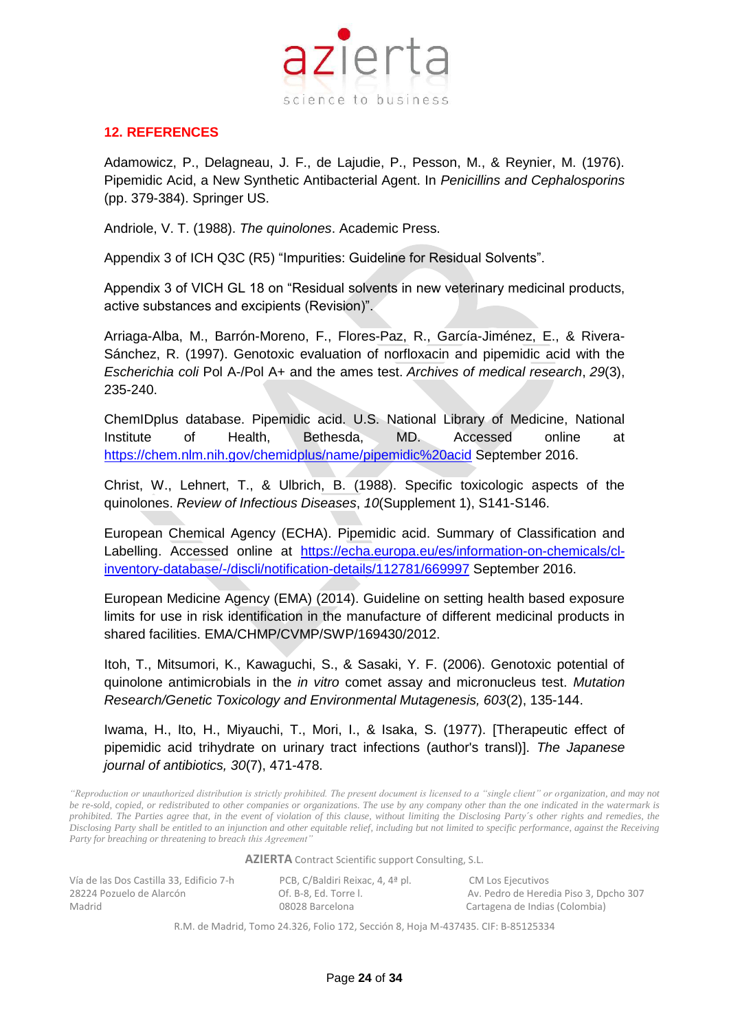## 12. REFERENCES

Adamowicz, P., Delagneau, J. F., de Lajudie, P., Pesson, M., & Reynier, M. (1976). Pipemidic Acid, a New Synthetic Antibacterial Agent. In *Penicillins and Cephalosporins* (pp. 379-384). Springer US.

Andriole, V. T. (1988). *The quinolones*. Academic Press.

Appendix 3 of ICH Q3C (R5) "Impurities: Guideline for Residual Solvents".

Appendix 3 of VICH GL 18 on "Residual solvents in new veterinary medicinal products, active substances and excipients (Revision)".

Arriaga-Alba, M., Barrón-Moreno, F., Flores-Paz, R., García-Jiménez, E., & Rivera-Sánchez, R. (1997). Genotoxic evaluation of norfloxacin and pipemidic acid with the *Escherichia coli* Pol A-/Pol A+ and the ames test. *Archives of medical research*, *29*(3), 235-240.

ChemIDplus database. Pipemidic acid. U.S. National Library of Medicine, National Institute of Health, Bethesda, MD. Accessed online at https://chem.nlm.nih.gov/chemidplus/name/pipemidic%20acid September 2016.

Christ, W., Lehnert, T., & Ulbrich, B. (1988). Specific toxicologic aspects of the quinolones. *Review of Infectious Diseases*, *10*(Supplement 1), S141-S146.

European Chemical Agency (ECHA). Pipemidic acid. Summary of Classification and Labelling. Accessed online at https://echa.europa.eu/es/information-on-chemicals/cl-inventory-database/-/discli/notification-details/112781/669997 September 2016.

European Medicine Agency (EMA) (2014). Guideline on setting health based exposure limits for use in risk identification in the manufacture of different medicinal products in shared facilities. EMA/CHMP/CVMP/SWP/169430/2012.

Itoh, T., Mitsumori, K., Kawaguchi, S., & Sasaki, Y. F. (2006). Genotoxic potential of quinolone antimicrobials in the *in vitro* comet assay and micronucleus test. *Mutation Research/Genetic Toxicology and Environmental Mutagenesis, 603*(2), 135-144.

Iwama, H., Ito, H., Miyauchi, T., Mori, I., & Isaka, S. (1977). [Therapeutic effect of pipemidic acid trihydrate on urinary tract infections (author's transl)]. *The Japanese journal of antibiotics, 30*(7), 471-478.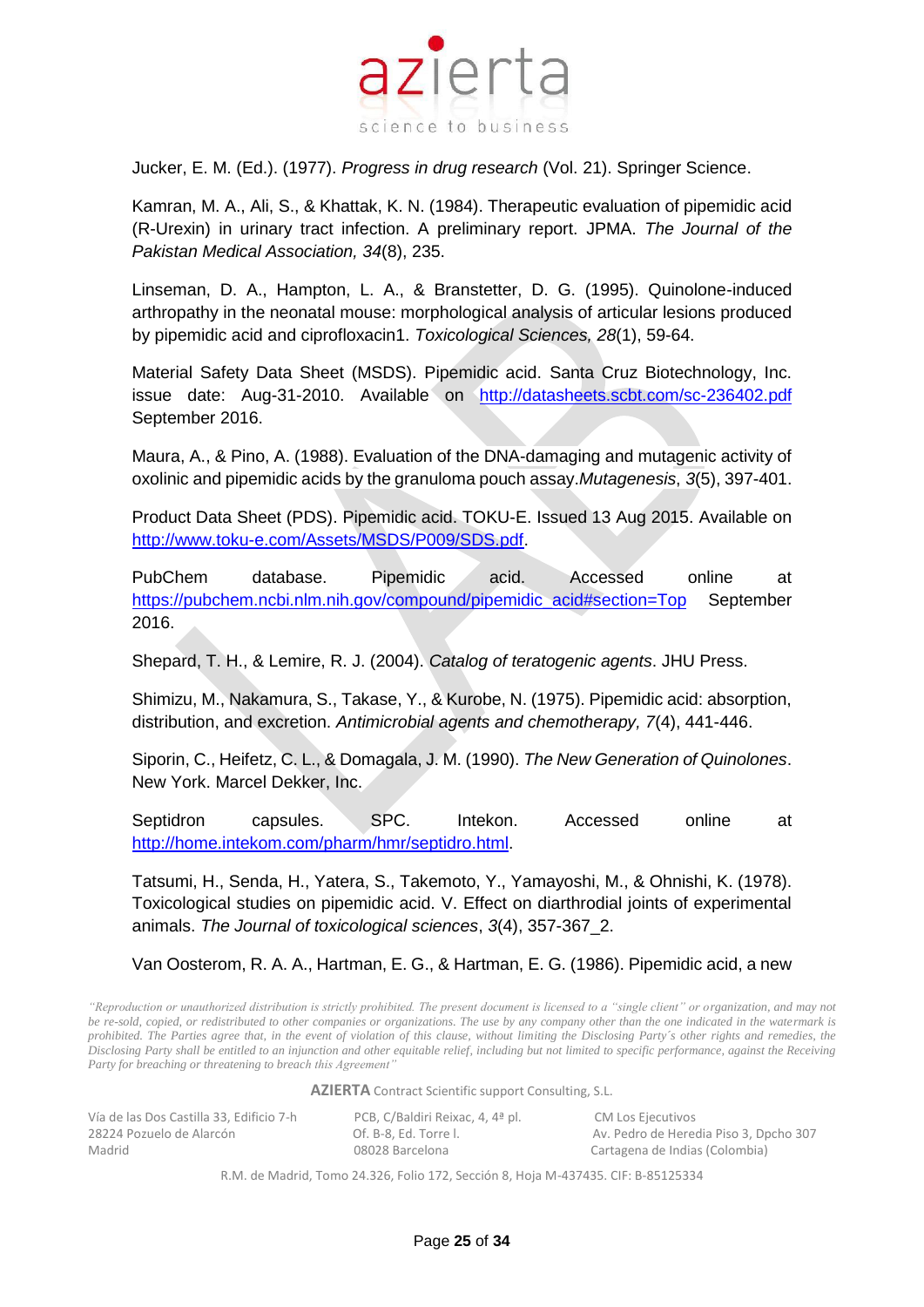Jucker, E. M. (Ed.). (1977). *Progress in drug research* (Vol. 21). Springer Science.

Kamran, M. A., Ali, S., & Khattak, K. N. (1984). Therapeutic evaluation of pipemidic acid (R-Urexin) in urinary tract infection. A preliminary report. JPMA. *The Journal of the Pakistan Medical Association, 34*(8), 235.

Linseman, D. A., Hampton, L. A., & Branstetter, D. G. (1995). Quinolone-induced arthropathy in the neonatal mouse: morphological analysis of articular lesions produced by pipemidic acid and ciprofloxacin1. *Toxicological Sciences, 28*(1), 59-64.

Material Safety Data Sheet (MSDS). Pipemidic acid. Santa Cruz Biotechnology, Inc. issue date: Aug-31-2010. Available on http://datasheets.scbt.com/sc-236402.pdf September 2016.

Maura, A., & Pino, A. (1988). Evaluation of the DNA-damaging and mutagenic activity of oxolinic and pipemidic acids by the granuloma pouch assay.*Mutagenesis*, *3*(5), 397-401.

Product Data Sheet (PDS). Pipemidic acid. TOKU-E. Issued 13 Aug 2015. Available on http://www.toku-e.com/Assets/MSDS/P009/SDS.pdf.

PubChem database. Pipemidic acid. Accessed online at https://pubchem.ncbi.nlm.nih.gov/compound/pipemidic_acid#section=Top September 2016.

Shepard, T. H., & Lemire, R. J. (2004). *Catalog of teratogenic agents*. JHU Press.

Shimizu, M., Nakamura, S., Takase, Y., & Kurobe, N. (1975). Pipemidic acid: absorption, distribution, and excretion. *Antimicrobial agents and chemotherapy, 7*(4), 441-446.

Siporin, C., Heifetz, C. L., & Domagala, J. M. (1990). *The New Generation of Quinolones*. New York. Marcel Dekker, Inc.

Septidron capsules. SPC. Intekon. Accessed online at http://home.intekom.com/pharm/hmr/septidro.html.

Tatsumi, H., Senda, H., Yatera, S., Takemoto, Y., Yamayoshi, M., & Ohnishi, K. (1978). Toxicological studies on pipemidic acid. V. Effect on diarthrodial joints of experimental animals. *The Journal of toxicological sciences*, *3*(4), 357-367_2.

Van Oosterom, R. A. A., Hartman, E. G., & Hartman, E. G. (1986). Pipemidic acid, a new

*"Reproduction or unauthorized distribution is strictly prohibited. The present document is licensed to a "single client" or organization, and may not be re-sold, copied, or redistributed to other companies or organizations. The use by any company other than the one indicated in the watermark is prohibited. The Parties agree that, in the event of violation of this clause, without limiting the Disclosing Party´s other rights and remedies, the Disclosing Party shall be entitled to an injunction and other equitable relief, including but not limited to specific performance, against the Receiving Party for breaching or threatening to breach this Agreement"*

**AZIERTA** Contract Scientific support Consulting, S.L.

Vía de las Dos Castilla 33, Edificio 7-h
28224 Pozuelo de Alarcón
Madrid

PCB, C/Baldiri Reixac, 4, 4ª pl.
Of. B-8, Ed. Torre I.
08028 Barcelona

CM Los Ejecutivos
Av. Pedro de Heredia Piso 3, Dpcho 307
Cartagena de Indias (Colombia)

R.M. de Madrid, Tomo 24.326, Folio 172, Sección 8, Hoja M-437435. CIF: B-85125334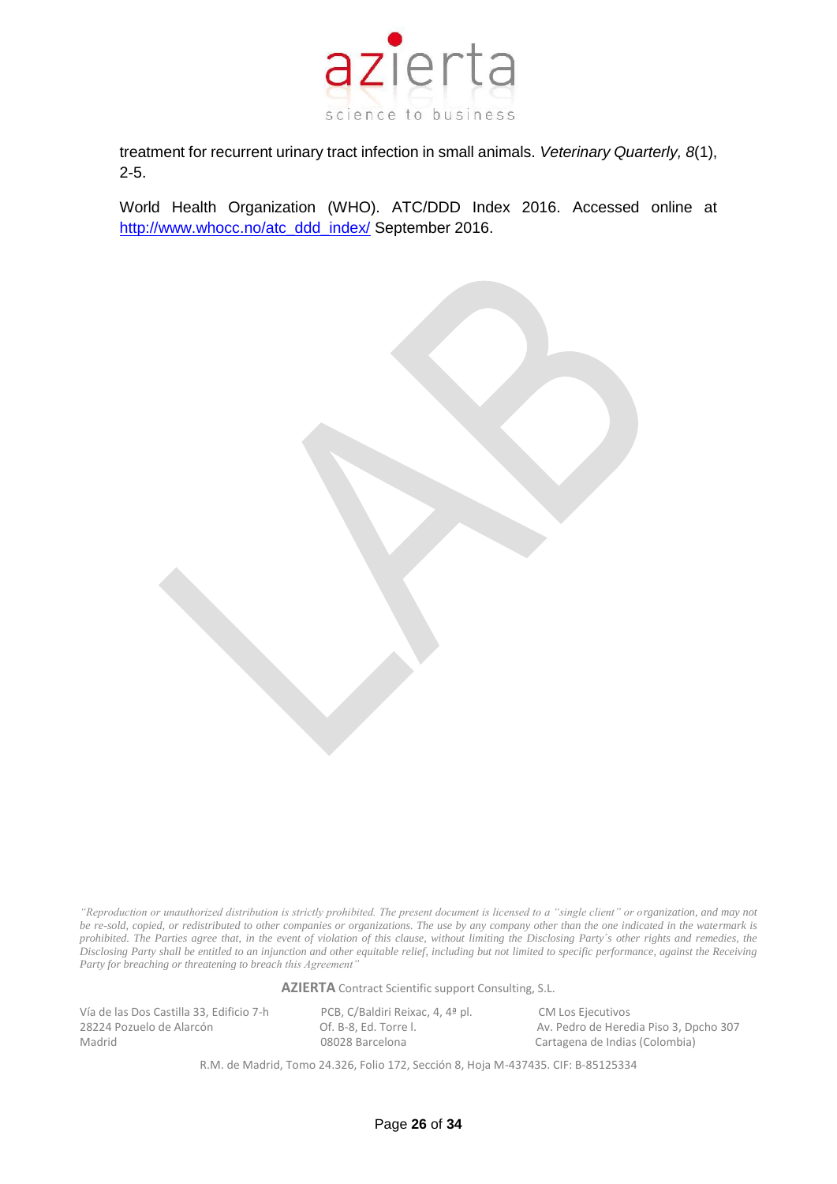treatment for recurrent urinary tract infection in small animals. *Veterinary Quarterly, 8*(1), 2-5.

World Health Organization (WHO). ATC/DDD Index 2016. Accessed online at [http://www.whocc.no/atc_ddd_index/](http://www.whocc.no/atc_ddd_index/) September 2016.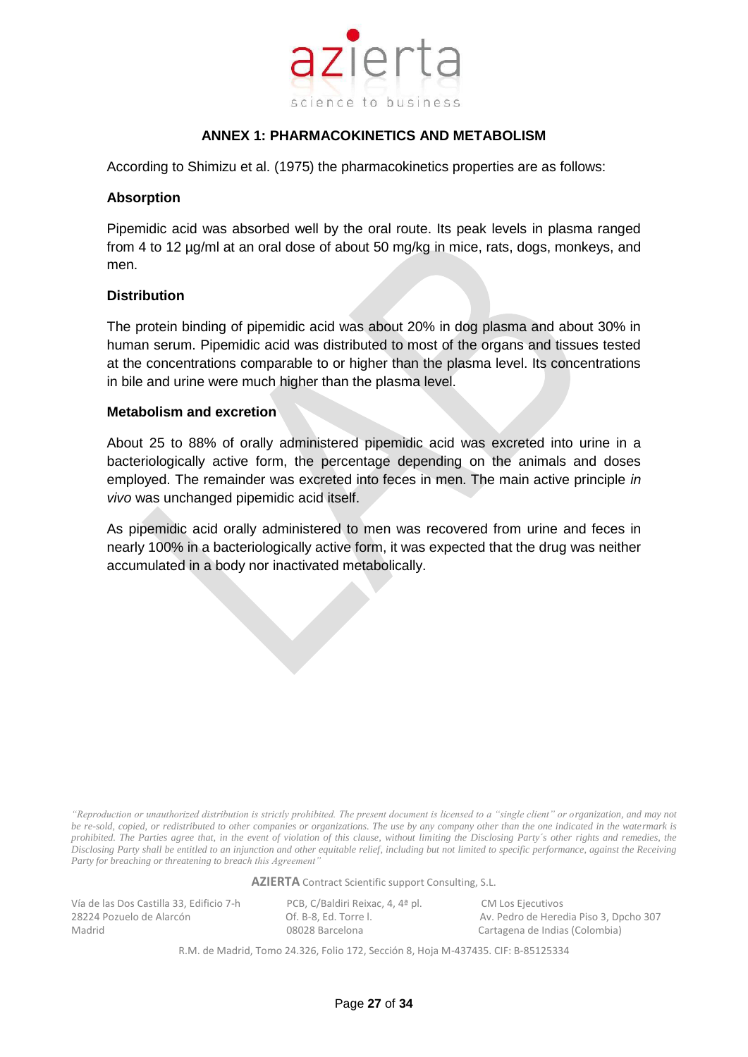## ANNEX 1: PHARMACOKINETICS AND METABOLISM

According to Shimizu et al. (1975) the pharmacokinetics properties are as follows:

### Absorption

Pipemidic acid was absorbed well by the oral route. Its peak levels in plasma ranged from 4 to 12 µg/ml at an oral dose of about 50 mg/kg in mice, rats, dogs, monkeys, and men.

### Distribution

The protein binding of pipemidic acid was about 20% in dog plasma and about 30% in human serum. Pipemidic acid was distributed to most of the organs and tissues tested at the concentrations comparable to or higher than the plasma level. Its concentrations in bile and urine were much higher than the plasma level.

### Metabolism and excretion

About 25 to 88% of orally administered pipemidic acid was excreted into urine in a bacteriologically active form, the percentage depending on the animals and doses employed. The remainder was excreted into feces in men. The main active principle *in vivo* was unchanged pipemidic acid itself.

As pipemidic acid orally administered to men was recovered from urine and feces in nearly 100% in a bacteriologically active form, it was expected that the drug was neither accumulated in a body nor inactivated metabolically.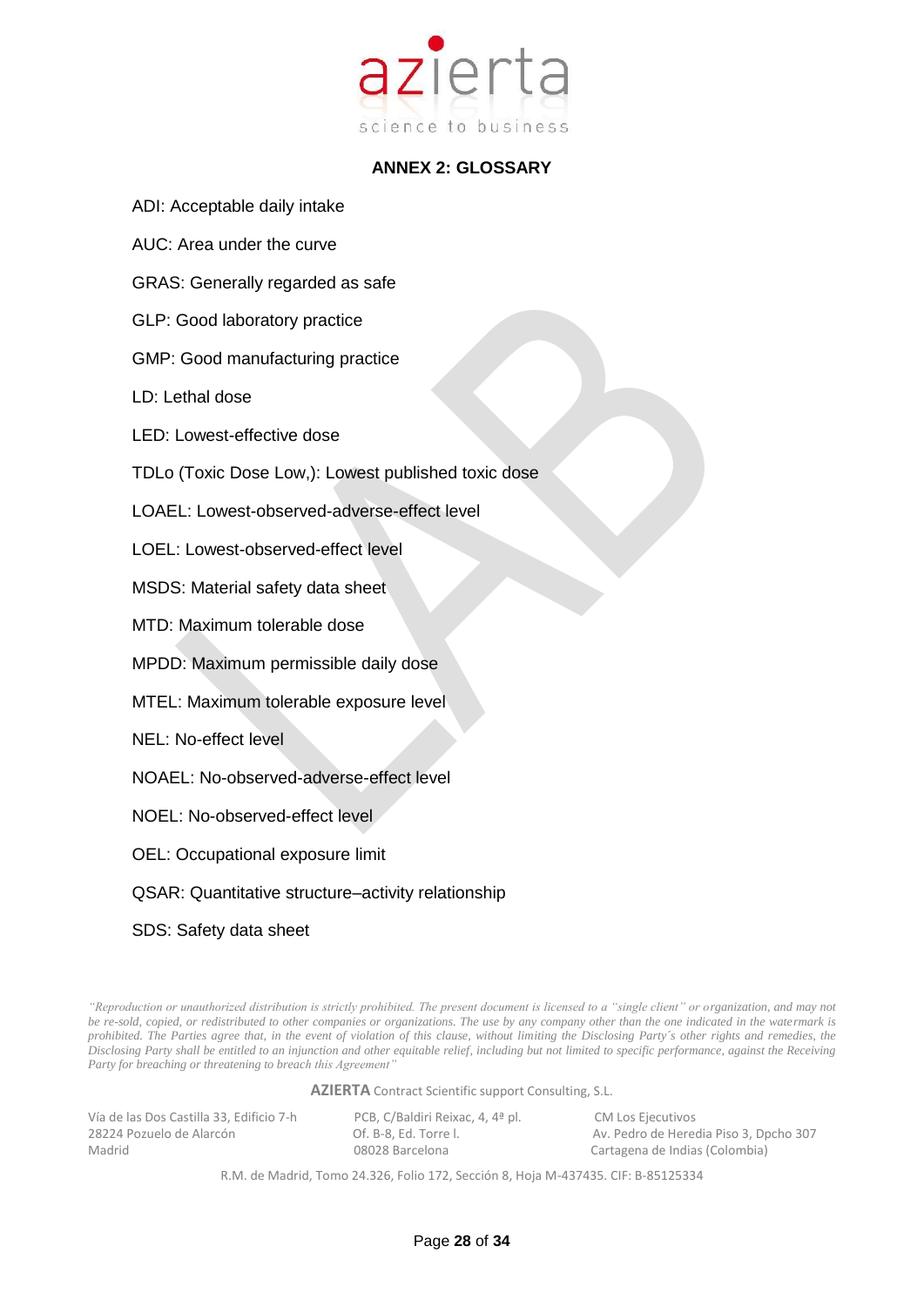## ANNEX 2: GLOSSARY

ADI: Acceptable daily intake

AUC: Area under the curve

GRAS: Generally regarded as safe

GLP: Good laboratory practice

GMP: Good manufacturing practice

LD: Lethal dose

LED: Lowest-effective dose

TDLo (Toxic Dose Low,): Lowest published toxic dose

LOAEL: Lowest-observed-adverse-effect level

LOEL: Lowest-observed-effect level

MSDS: Material safety data sheet

MTD: Maximum tolerable dose

MPDD: Maximum permissible daily dose

MTEL: Maximum tolerable exposure level

NEL: No-effect level

NOAEL: No-observed-adverse-effect level

NOEL: No-observed-effect level

OEL: Occupational exposure limit

QSAR: Quantitative structure–activity relationship

SDS: Safety data sheet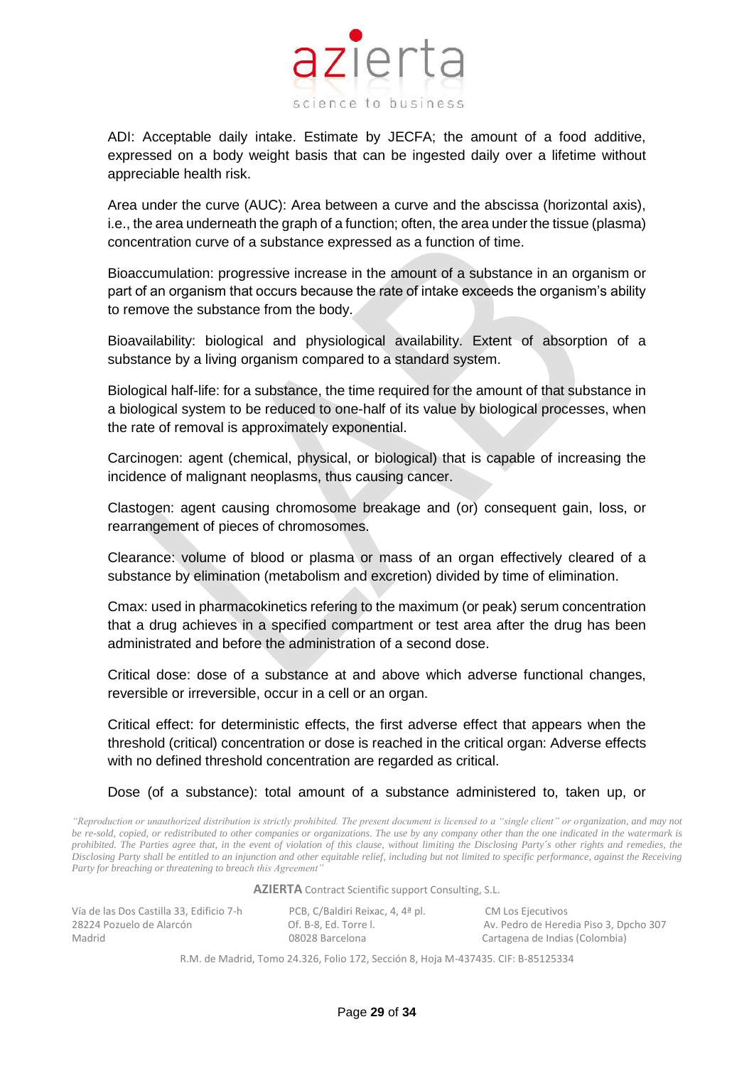ADI: Acceptable daily intake. Estimate by JECFA; the amount of a food additive, expressed on a body weight basis that can be ingested daily over a lifetime without appreciable health risk.

Area under the curve (AUC): Area between a curve and the abscissa (horizontal axis), i.e., the area underneath the graph of a function; often, the area under the tissue (plasma) concentration curve of a substance expressed as a function of time.

Bioaccumulation: progressive increase in the amount of a substance in an organism or part of an organism that occurs because the rate of intake exceeds the organism's ability to remove the substance from the body.

Bioavailability: biological and physiological availability. Extent of absorption of a substance by a living organism compared to a standard system.

Biological half-life: for a substance, the time required for the amount of that substance in a biological system to be reduced to one-half of its value by biological processes, when the rate of removal is approximately exponential.

Carcinogen: agent (chemical, physical, or biological) that is capable of increasing the incidence of malignant neoplasms, thus causing cancer.

Clastogen: agent causing chromosome breakage and (or) consequent gain, loss, or rearrangement of pieces of chromosomes.

Clearance: volume of blood or plasma or mass of an organ effectively cleared of a substance by elimination (metabolism and excretion) divided by time of elimination.

Cmax: used in pharmacokinetics refering to the maximum (or peak) serum concentration that a drug achieves in a specified compartment or test area after the drug has been administrated and before the administration of a second dose.

Critical dose: dose of a substance at and above which adverse functional changes, reversible or irreversible, occur in a cell or an organ.

Critical effect: for deterministic effects, the first adverse effect that appears when the threshold (critical) concentration or dose is reached in the critical organ: Adverse effects with no defined threshold concentration are regarded as critical.

Dose (of a substance): total amount of a substance administered to, taken up, or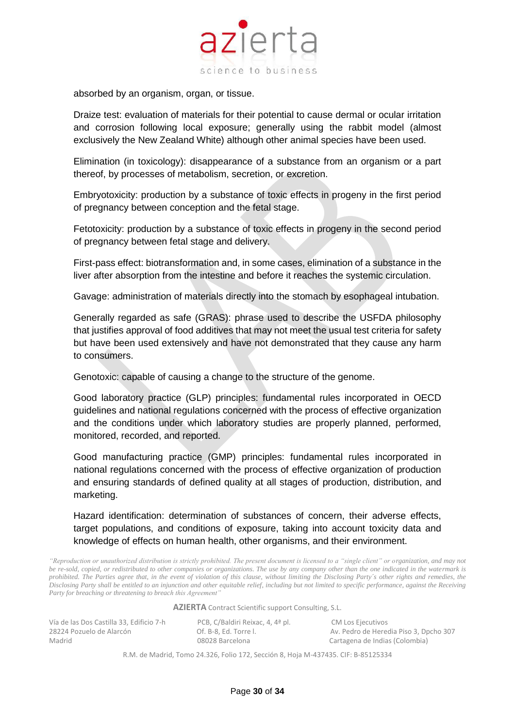absorbed by an organism, organ, or tissue.

Draize test: evaluation of materials for their potential to cause dermal or ocular irritation and corrosion following local exposure; generally using the rabbit model (almost exclusively the New Zealand White) although other animal species have been used.

Elimination (in toxicology): disappearance of a substance from an organism or a part thereof, by processes of metabolism, secretion, or excretion.

Embryotoxicity: production by a substance of toxic effects in progeny in the first period of pregnancy between conception and the fetal stage.

Fetotoxicity: production by a substance of toxic effects in progeny in the second period of pregnancy between fetal stage and delivery.

First-pass effect: biotransformation and, in some cases, elimination of a substance in the liver after absorption from the intestine and before it reaches the systemic circulation.

Gavage: administration of materials directly into the stomach by esophageal intubation.

Generally regarded as safe (GRAS): phrase used to describe the USFDA philosophy that justifies approval of food additives that may not meet the usual test criteria for safety but have been used extensively and have not demonstrated that they cause any harm to consumers.

Genotoxic: capable of causing a change to the structure of the genome.

Good laboratory practice (GLP) principles: fundamental rules incorporated in OECD guidelines and national regulations concerned with the process of effective organization and the conditions under which laboratory studies are properly planned, performed, monitored, recorded, and reported.

Good manufacturing practice (GMP) principles: fundamental rules incorporated in national regulations concerned with the process of effective organization of production and ensuring standards of defined quality at all stages of production, distribution, and marketing.

Hazard identification: determination of substances of concern, their adverse effects, target populations, and conditions of exposure, taking into account toxicity data and knowledge of effects on human health, other organisms, and their environment.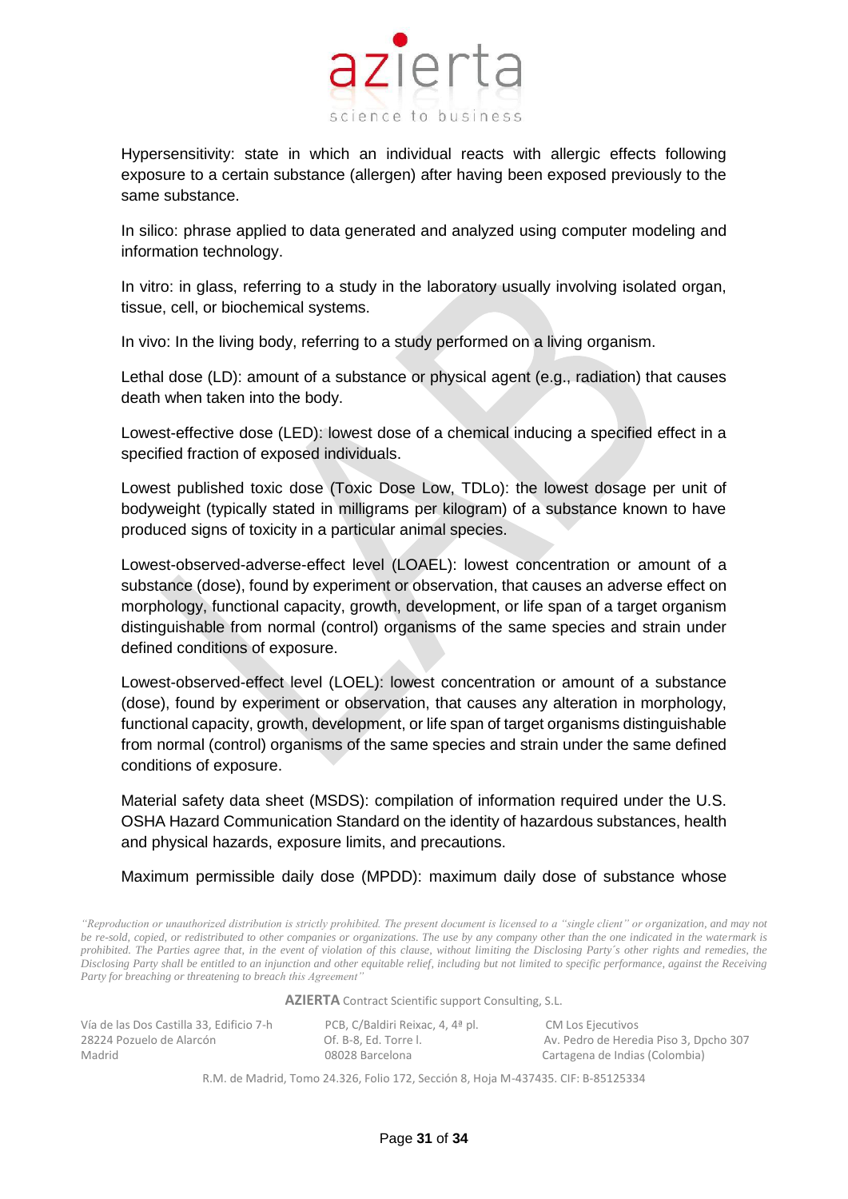Hypersensitivity: state in which an individual reacts with allergic effects following exposure to a certain substance (allergen) after having been exposed previously to the same substance.

In silico: phrase applied to data generated and analyzed using computer modeling and information technology.

In vitro: in glass, referring to a study in the laboratory usually involving isolated organ, tissue, cell, or biochemical systems.

In vivo: In the living body, referring to a study performed on a living organism.

Lethal dose (LD): amount of a substance or physical agent (e.g., radiation) that causes death when taken into the body.

Lowest-effective dose (LED): lowest dose of a chemical inducing a specified effect in a specified fraction of exposed individuals.

Lowest published toxic dose (Toxic Dose Low, TDLo): the lowest dosage per unit of bodyweight (typically stated in milligrams per kilogram) of a substance known to have produced signs of toxicity in a particular animal species.

Lowest-observed-adverse-effect level (LOAEL): lowest concentration or amount of a substance (dose), found by experiment or observation, that causes an adverse effect on morphology, functional capacity, growth, development, or life span of a target organism distinguishable from normal (control) organisms of the same species and strain under defined conditions of exposure.

Lowest-observed-effect level (LOEL): lowest concentration or amount of a substance (dose), found by experiment or observation, that causes any alteration in morphology, functional capacity, growth, development, or life span of target organisms distinguishable from normal (control) organisms of the same species and strain under the same defined conditions of exposure.

Material safety data sheet (MSDS): compilation of information required under the U.S. OSHA Hazard Communication Standard on the identity of hazardous substances, health and physical hazards, exposure limits, and precautions.

Maximum permissible daily dose (MPDD): maximum daily dose of substance whose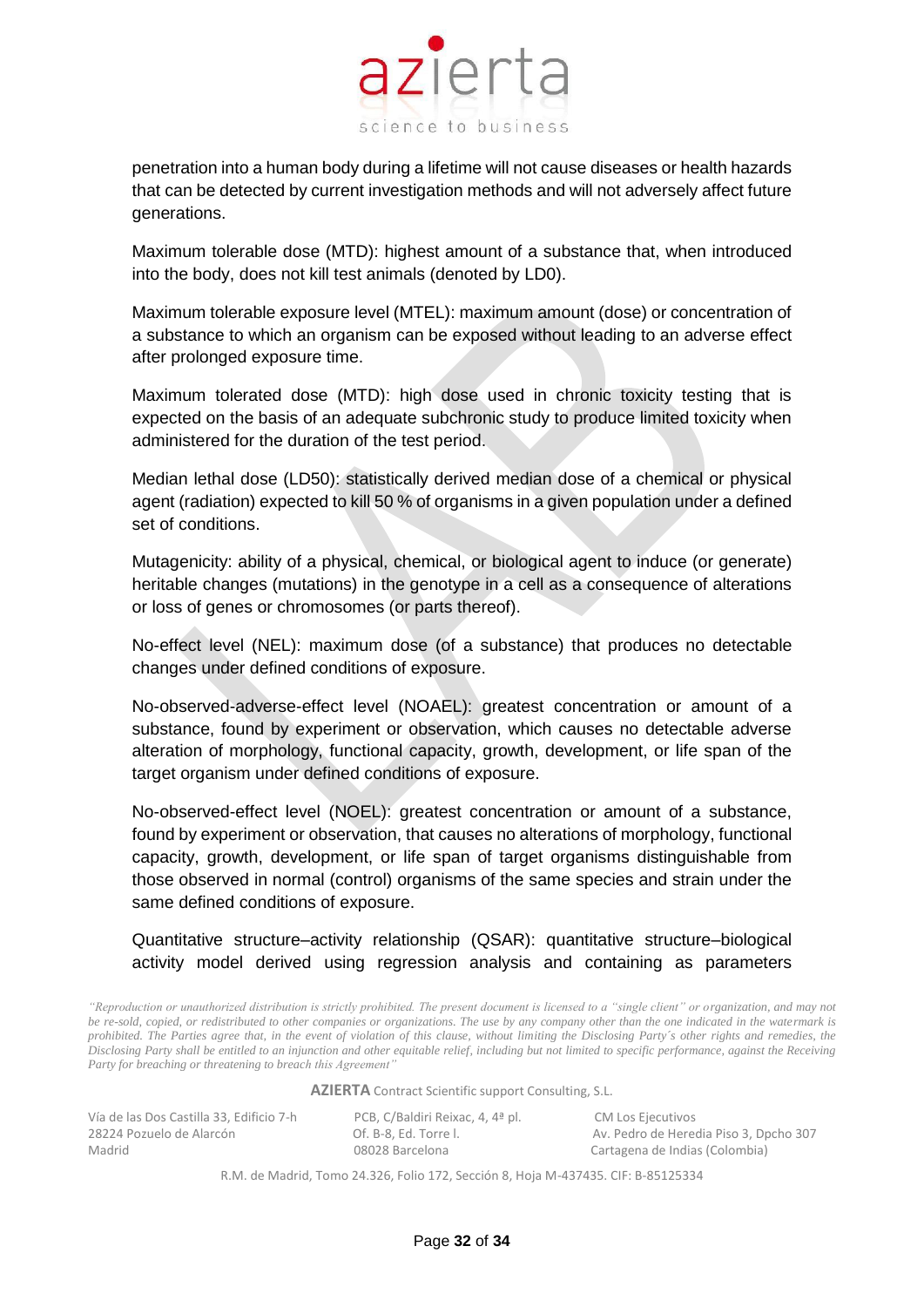penetration into a human body during a lifetime will not cause diseases or health hazards that can be detected by current investigation methods and will not adversely affect future generations.

Maximum tolerable dose (MTD): highest amount of a substance that, when introduced into the body, does not kill test animals (denoted by LD0).

Maximum tolerable exposure level (MTEL): maximum amount (dose) or concentration of a substance to which an organism can be exposed without leading to an adverse effect after prolonged exposure time.

Maximum tolerated dose (MTD): high dose used in chronic toxicity testing that is expected on the basis of an adequate subchronic study to produce limited toxicity when administered for the duration of the test period.

Median lethal dose (LD50): statistically derived median dose of a chemical or physical agent (radiation) expected to kill 50 % of organisms in a given population under a defined set of conditions.

Mutagenicity: ability of a physical, chemical, or biological agent to induce (or generate) heritable changes (mutations) in the genotype in a cell as a consequence of alterations or loss of genes or chromosomes (or parts thereof).

No-effect level (NEL): maximum dose (of a substance) that produces no detectable changes under defined conditions of exposure.

No-observed-adverse-effect level (NOAEL): greatest concentration or amount of a substance, found by experiment or observation, which causes no detectable adverse alteration of morphology, functional capacity, growth, development, or life span of the target organism under defined conditions of exposure.

No-observed-effect level (NOEL): greatest concentration or amount of a substance, found by experiment or observation, that causes no alterations of morphology, functional capacity, growth, development, or life span of target organisms distinguishable from those observed in normal (control) organisms of the same species and strain under the same defined conditions of exposure.

Quantitative structure–activity relationship (QSAR): quantitative structure–biological activity model derived using regression analysis and containing as parameters

*"Reproduction or unauthorized distribution is strictly prohibited. The present document is licensed to a "single client" or organization, and may not be re-sold, copied, or redistributed to other companies or organizations. The use by any company other than the one indicated in the watermark is prohibited. The Parties agree that, in the event of violation of this clause, without limiting the Disclosing Party´s other rights and remedies, the Disclosing Party shall be entitled to an injunction and other equitable relief, including but not limited to specific performance, against the Receiving Party for breaching or threatening to breach this Agreement"*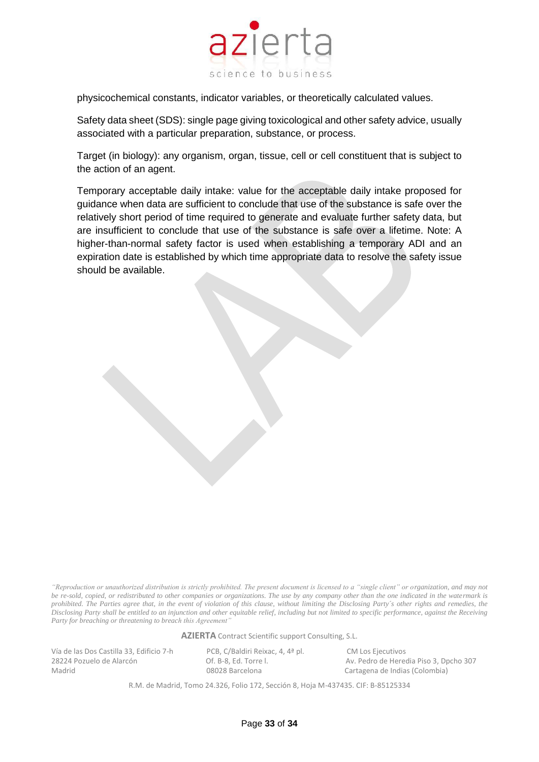physicochemical constants, indicator variables, or theoretically calculated values.

Safety data sheet (SDS): single page giving toxicological and other safety advice, usually associated with a particular preparation, substance, or process.

Target (in biology): any organism, organ, tissue, cell or cell constituent that is subject to the action of an agent.

Temporary acceptable daily intake: value for the acceptable daily intake proposed for guidance when data are sufficient to conclude that use of the substance is safe over the relatively short period of time required to generate and evaluate further safety data, but are insufficient to conclude that use of the substance is safe over a lifetime. Note: A higher-than-normal safety factor is used when establishing a temporary ADI and an expiration date is established by which time appropriate data to resolve the safety issue should be available.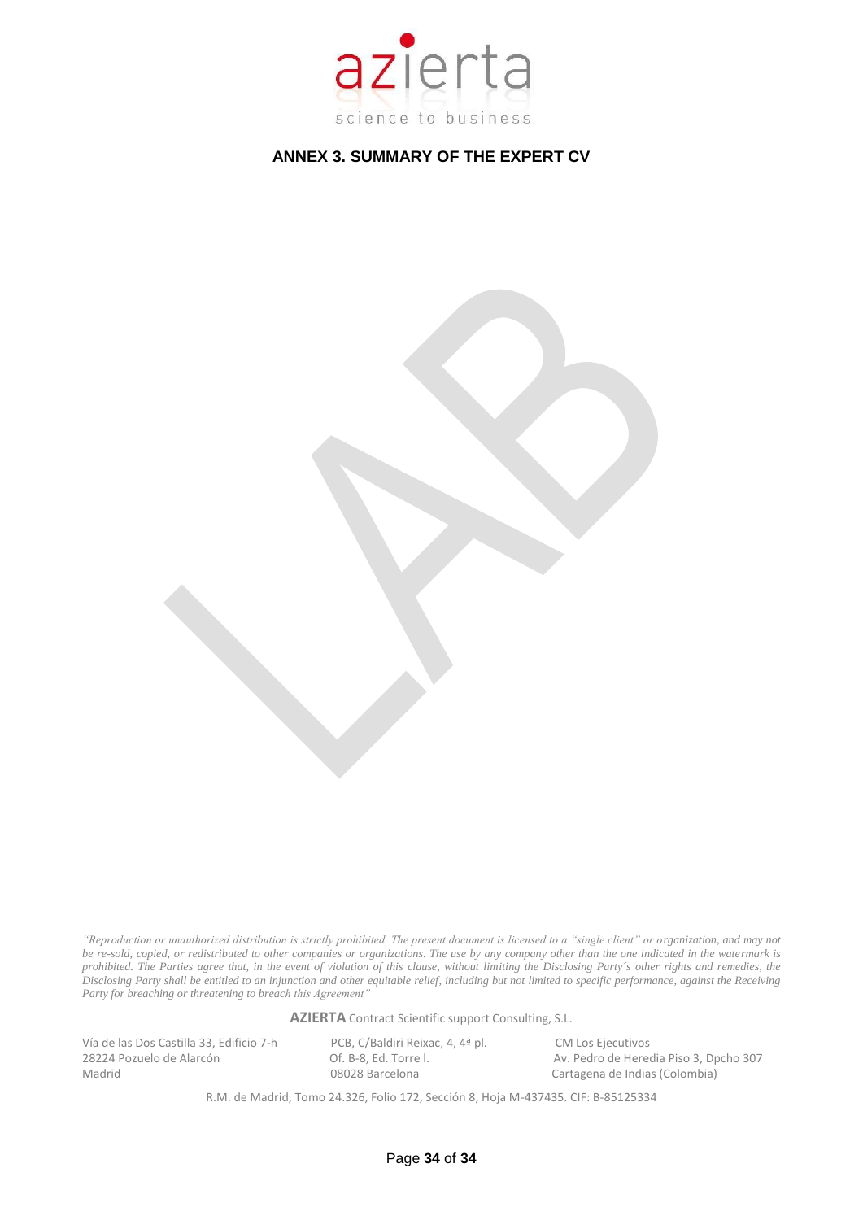## ANNEX 3. SUMMARY OF THE EXPERT CV

*"Reproduction or unauthorized distribution is strictly prohibited. The present document is licensed to a "single client" or organization, and may not be re-sold, copied, or redistributed to other companies or organizations. The use by any company other than the one indicated in the watermark is prohibited. The Parties agree that, in the event of violation of this clause, without limiting the Disclosing Party´s other rights and remedies, the Disclosing Party shall be entitled to an injunction and other equitable relief, including but not limited to specific performance, against the Receiving Party for breaching or threatening to breach this Agreement"*

**AZIERTA** Contract Scientific support Consulting, S.L.

Vía de las Dos Castilla 33, Edificio 7-h
28224 Pozuelo de Alarcón
Madrid

PCB, C/Baldiri Reixac, 4, 4ª pl.
Of. B-8, Ed. Torre I.
08028 Barcelona

CM Los Ejecutivos
Av. Pedro de Heredia Piso 3, Dpcho 307
Cartagena de Indias (Colombia)

R.M. de Madrid, Tomo 24.326, Folio 172, Sección 8, Hoja M-437435. CIF: B-85125334